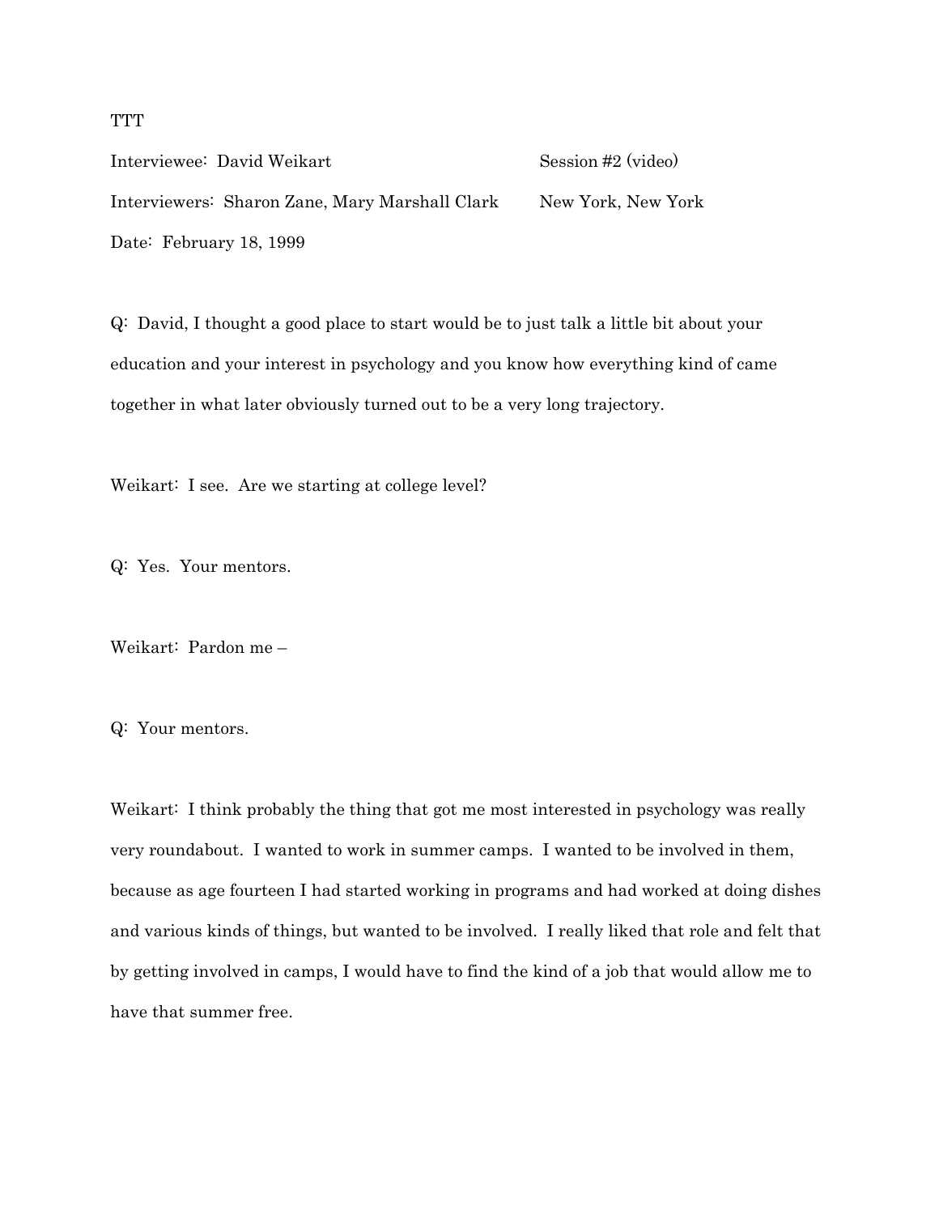TTT

Interviewee: David Weikart Session #2 (video)

Interviewers: Sharon Zane, Mary Marshall Clark New York, New York

Date: February 18, 1999

Q: David, I thought a good place to start would be to just talk a little bit about your education and your interest in psychology and you know how everything kind of came together in what later obviously turned out to be a very long trajectory.

Weikart: I see. Are we starting at college level?

Q: Yes. Your mentors.

Weikart: Pardon me –

Q: Your mentors.

Weikart: I think probably the thing that got me most interested in psychology was really very roundabout. I wanted to work in summer camps. I wanted to be involved in them, because as age fourteen I had started working in programs and had worked at doing dishes and various kinds of things, but wanted to be involved. I really liked that role and felt that by getting involved in camps, I would have to find the kind of a job that would allow me to have that summer free.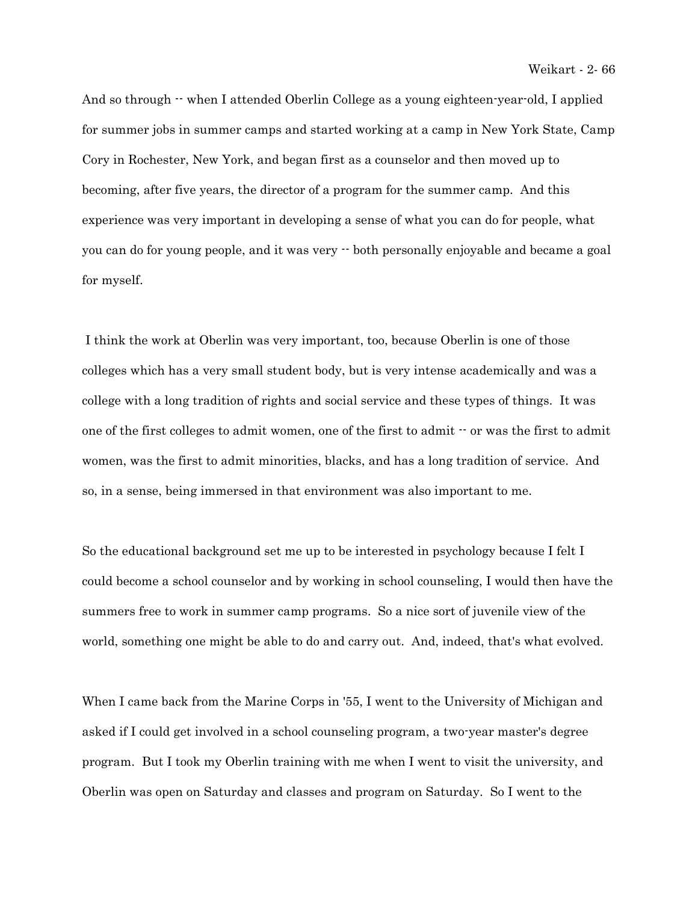And so through -- when I attended Oberlin College as a young eighteen-year-old, I applied for summer jobs in summer camps and started working at a camp in New York State, Camp Cory in Rochester, New York, and began first as a counselor and then moved up to becoming, after five years, the director of a program for the summer camp. And this experience was very important in developing a sense of what you can do for people, what you can do for young people, and it was very -- both personally enjoyable and became a goal for myself.

I think the work at Oberlin was very important, too, because Oberlin is one of those colleges which has a very small student body, but is very intense academically and was a college with a long tradition of rights and social service and these types of things. It was one of the first colleges to admit women, one of the first to admit -- or was the first to admit women, was the first to admit minorities, blacks, and has a long tradition of service. And so, in a sense, being immersed in that environment was also important to me.

So the educational background set me up to be interested in psychology because I felt I could become a school counselor and by working in school counseling, I would then have the summers free to work in summer camp programs. So a nice sort of juvenile view of the world, something one might be able to do and carry out. And, indeed, that's what evolved.

When I came back from the Marine Corps in '55, I went to the University of Michigan and asked if I could get involved in a school counseling program, a two-year master's degree program. But I took my Oberlin training with me when I went to visit the university, and Oberlin was open on Saturday and classes and program on Saturday. So I went to the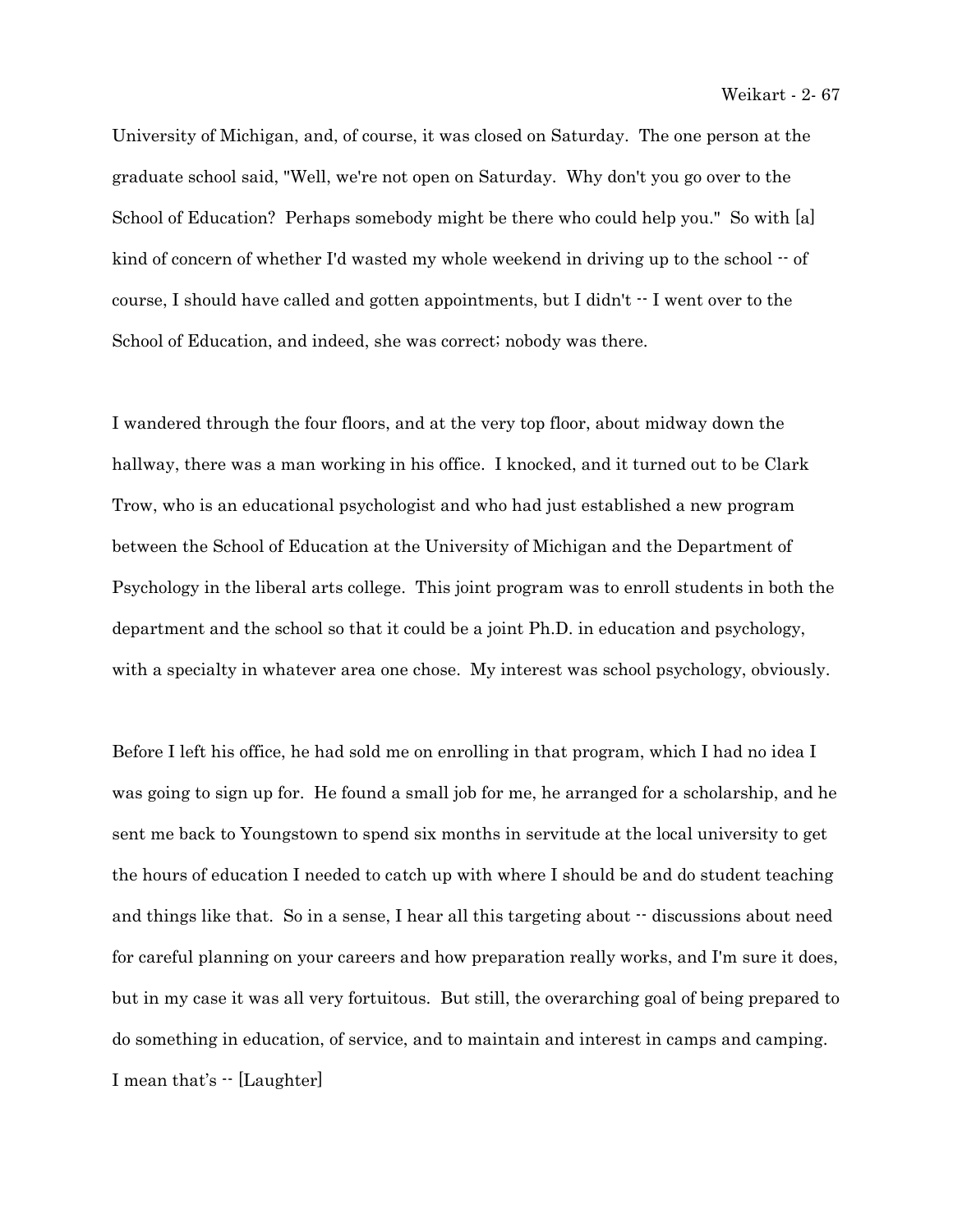University of Michigan, and, of course, it was closed on Saturday. The one person at the graduate school said, "Well, we're not open on Saturday. Why don't you go over to the School of Education? Perhaps somebody might be there who could help you." So with [a] kind of concern of whether I'd wasted my whole weekend in driving up to the school -- of course, I should have called and gotten appointments, but I didn't -- I went over to the School of Education, and indeed, she was correct; nobody was there.

I wandered through the four floors, and at the very top floor, about midway down the hallway, there was a man working in his office. I knocked, and it turned out to be Clark Trow, who is an educational psychologist and who had just established a new program between the School of Education at the University of Michigan and the Department of Psychology in the liberal arts college. This joint program was to enroll students in both the department and the school so that it could be a joint Ph.D. in education and psychology, with a specialty in whatever area one chose. My interest was school psychology, obviously.

Before I left his office, he had sold me on enrolling in that program, which I had no idea I was going to sign up for. He found a small job for me, he arranged for a scholarship, and he sent me back to Youngstown to spend six months in servitude at the local university to get the hours of education I needed to catch up with where I should be and do student teaching and things like that. So in a sense, I hear all this targeting about -- discussions about need for careful planning on your careers and how preparation really works, and I'm sure it does, but in my case it was all very fortuitous. But still, the overarching goal of being prepared to do something in education, of service, and to maintain and interest in camps and camping. I mean that's -- [Laughter]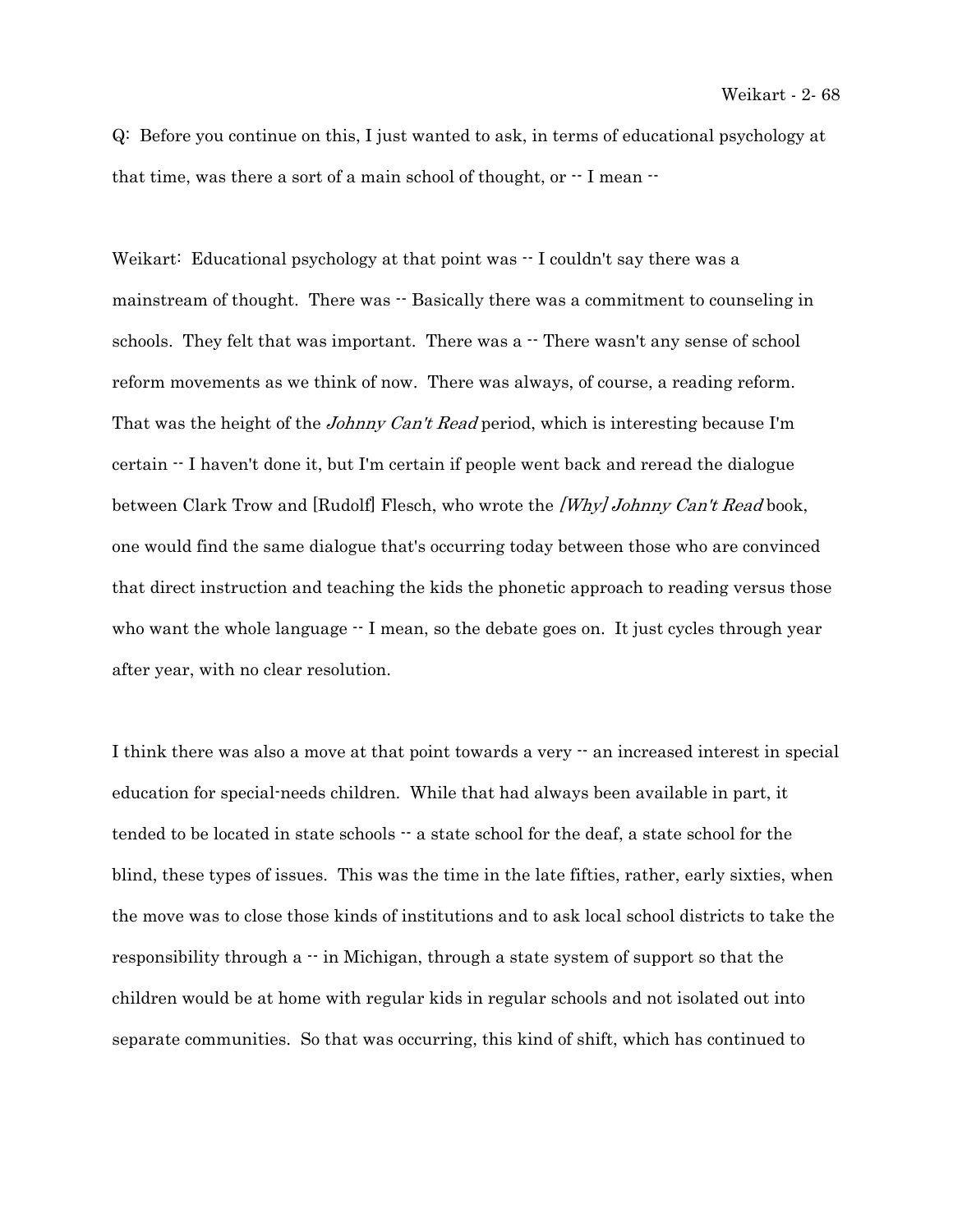Q: Before you continue on this, I just wanted to ask, in terms of educational psychology at that time, was there a sort of a main school of thought, or -- I mean --

Weikart: Educational psychology at that point was -- I couldn't say there was a mainstream of thought. There was -- Basically there was a commitment to counseling in schools. They felt that was important. There was a -- There wasn't any sense of school reform movements as we think of now. There was always, of course, a reading reform. That was the height of the *Johnny Can't Read* period, which is interesting because I'm certain -- I haven't done it, but I'm certain if people went back and reread the dialogue between Clark Trow and [Rudolf] Flesch, who wrote the *[Why] Johnny Can't Read* book, one would find the same dialogue that's occurring today between those who are convinced that direct instruction and teaching the kids the phonetic approach to reading versus those who want the whole language -- I mean, so the debate goes on. It just cycles through year after year, with no clear resolution.

I think there was also a move at that point towards a very -- an increased interest in special education for special-needs children. While that had always been available in part, it tended to be located in state schools -- a state school for the deaf, a state school for the blind, these types of issues. This was the time in the late fifties, rather, early sixties, when the move was to close those kinds of institutions and to ask local school districts to take the responsibility through a -- in Michigan, through a state system of support so that the children would be at home with regular kids in regular schools and not isolated out into separate communities. So that was occurring, this kind of shift, which has continued to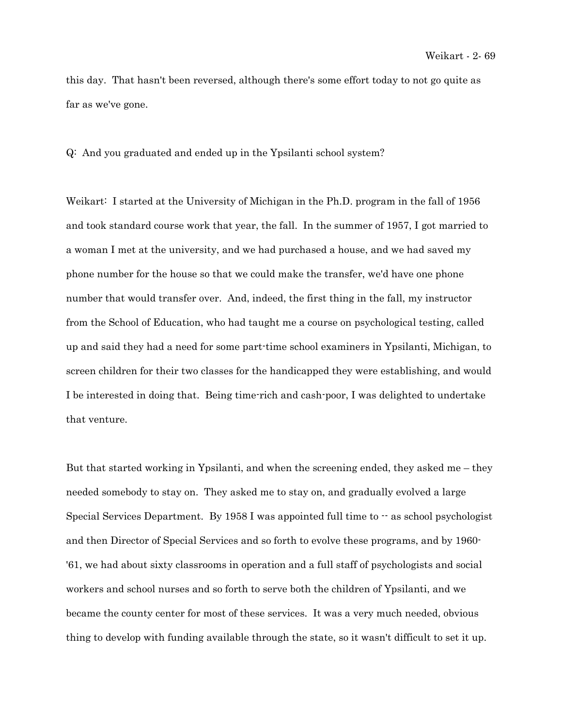this day. That hasn't been reversed, although there's some effort today to not go quite as far as we've gone.

Q: And you graduated and ended up in the Ypsilanti school system?

Weikart: I started at the University of Michigan in the Ph.D. program in the fall of 1956 and took standard course work that year, the fall. In the summer of 1957, I got married to a woman I met at the university, and we had purchased a house, and we had saved my phone number for the house so that we could make the transfer, we'd have one phone number that would transfer over. And, indeed, the first thing in the fall, my instructor from the School of Education, who had taught me a course on psychological testing, called up and said they had a need for some part-time school examiners in Ypsilanti, Michigan, to screen children for their two classes for the handicapped they were establishing, and would I be interested in doing that. Being time-rich and cash-poor, I was delighted to undertake that venture.

But that started working in Ypsilanti, and when the screening ended, they asked me – they needed somebody to stay on. They asked me to stay on, and gradually evolved a large Special Services Department. By 1958 I was appointed full time to -- as school psychologist and then Director of Special Services and so forth to evolve these programs, and by 1960-'61, we had about sixty classrooms in operation and a full staff of psychologists and social workers and school nurses and so forth to serve both the children of Ypsilanti, and we became the county center for most of these services. It was a very much needed, obvious thing to develop with funding available through the state, so it wasn't difficult to set it up.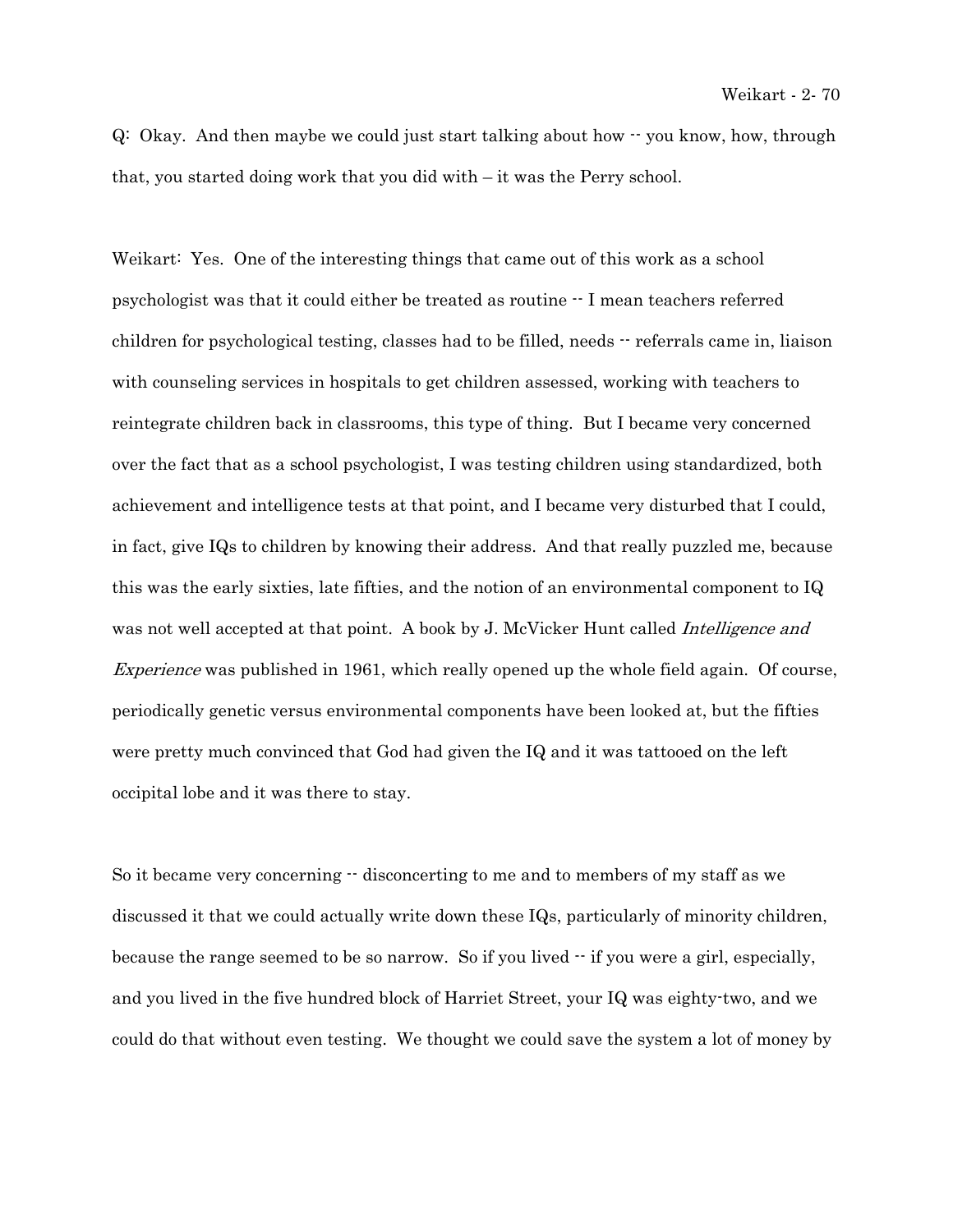Q: Okay. And then maybe we could just start talking about how -- you know, how, through that, you started doing work that you did with – it was the Perry school.

Weikart: Yes. One of the interesting things that came out of this work as a school psychologist was that it could either be treated as routine -- I mean teachers referred children for psychological testing, classes had to be filled, needs -- referrals came in, liaison with counseling services in hospitals to get children assessed, working with teachers to reintegrate children back in classrooms, this type of thing. But I became very concerned over the fact that as a school psychologist, I was testing children using standardized, both achievement and intelligence tests at that point, and I became very disturbed that I could, in fact, give IQs to children by knowing their address. And that really puzzled me, because this was the early sixties, late fifties, and the notion of an environmental component to IQ was not well accepted at that point. A book by J. McVicker Hunt called *Intelligence and Experience* was published in 1961, which really opened up the whole field again. Of course, periodically genetic versus environmental components have been looked at, but the fifties were pretty much convinced that God had given the IQ and it was tattooed on the left occipital lobe and it was there to stay.

So it became very concerning -- disconcerting to me and to members of my staff as we discussed it that we could actually write down these IQs, particularly of minority children, because the range seemed to be so narrow. So if you lived -- if you were a girl, especially, and you lived in the five hundred block of Harriet Street, your IQ was eighty-two, and we could do that without even testing. We thought we could save the system a lot of money by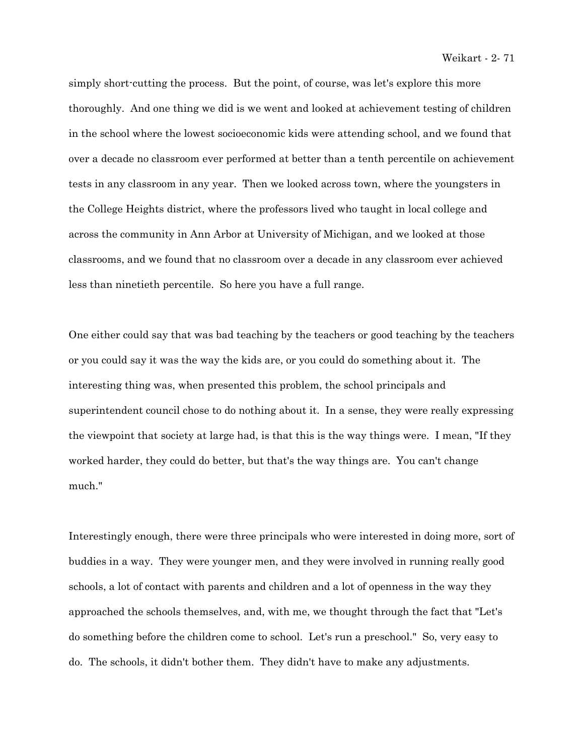simply short-cutting the process. But the point, of course, was let's explore this more thoroughly. And one thing we did is we went and looked at achievement testing of children in the school where the lowest socioeconomic kids were attending school, and we found that over a decade no classroom ever performed at better than a tenth percentile on achievement tests in any classroom in any year. Then we looked across town, where the youngsters in the College Heights district, where the professors lived who taught in local college and across the community in Ann Arbor at University of Michigan, and we looked at those classrooms, and we found that no classroom over a decade in any classroom ever achieved less than ninetieth percentile. So here you have a full range.

One either could say that was bad teaching by the teachers or good teaching by the teachers or you could say it was the way the kids are, or you could do something about it. The interesting thing was, when presented this problem, the school principals and superintendent council chose to do nothing about it. In a sense, they were really expressing the viewpoint that society at large had, is that this is the way things were. I mean, "If they worked harder, they could do better, but that's the way things are. You can't change much."

Interestingly enough, there were three principals who were interested in doing more, sort of buddies in a way. They were younger men, and they were involved in running really good schools, a lot of contact with parents and children and a lot of openness in the way they approached the schools themselves, and, with me, we thought through the fact that "Let's do something before the children come to school. Let's run a preschool." So, very easy to do. The schools, it didn't bother them. They didn't have to make any adjustments.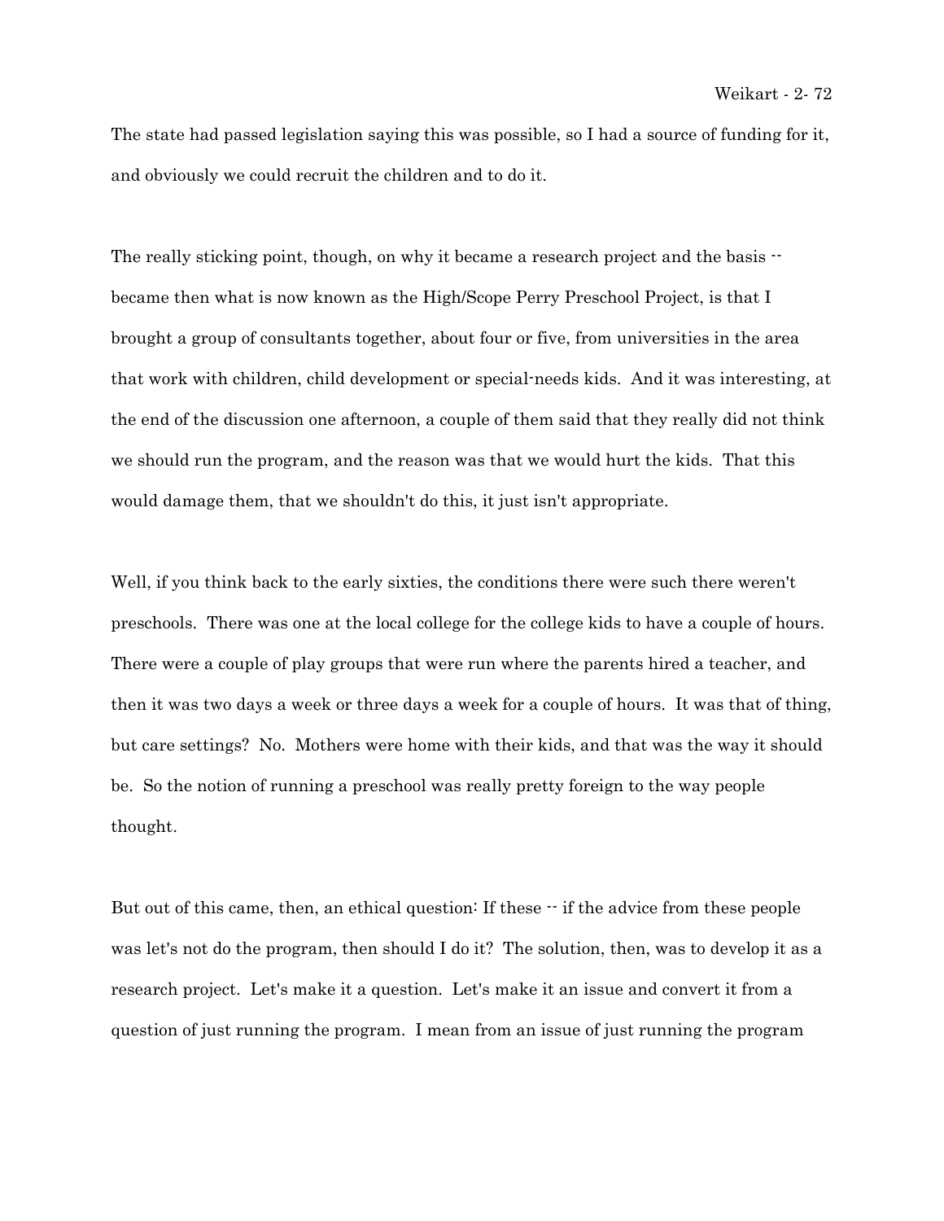The state had passed legislation saying this was possible, so I had a source of funding for it, and obviously we could recruit the children and to do it.

The really sticking point, though, on why it became a research project and the basis -- became then what is now known as the High/Scope Perry Preschool Project, is that I brought a group of consultants together, about four or five, from universities in the area that work with children, child development or special-needs kids. And it was interesting, at the end of the discussion one afternoon, a couple of them said that they really did not think we should run the program, and the reason was that we would hurt the kids. That this would damage them, that we shouldn't do this, it just isn't appropriate.

Well, if you think back to the early sixties, the conditions there were such there weren't preschools. There was one at the local college for the college kids to have a couple of hours. There were a couple of play groups that were run where the parents hired a teacher, and then it was two days a week or three days a week for a couple of hours. It was that of thing, but care settings? No. Mothers were home with their kids, and that was the way it should be. So the notion of running a preschool was really pretty foreign to the way people thought.

But out of this came, then, an ethical question: If these -- if the advice from these people was let's not do the program, then should I do it? The solution, then, was to develop it as a research project. Let's make it a question. Let's make it an issue and convert it from a question of just running the program. I mean from an issue of just running the program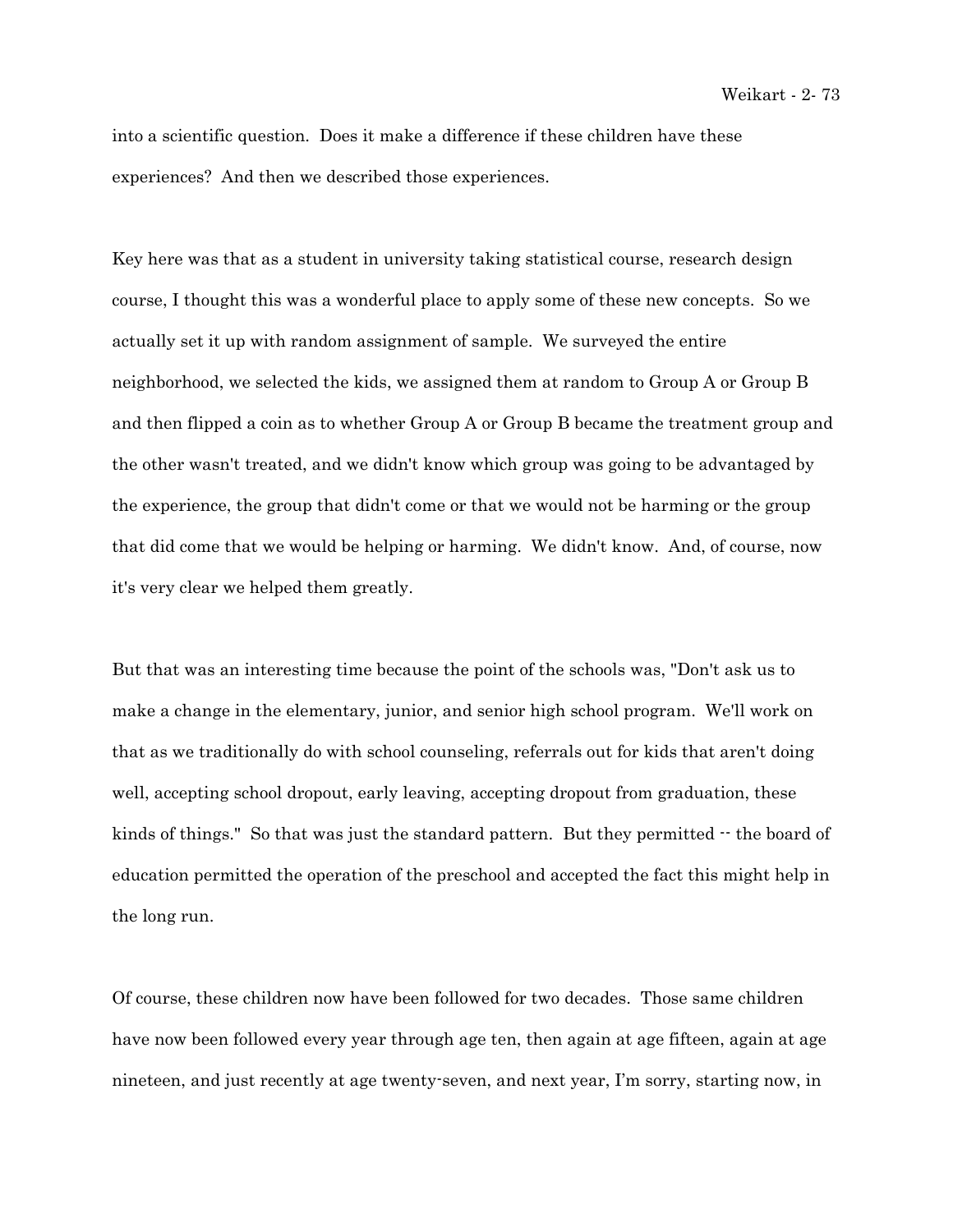into a scientific question. Does it make a difference if these children have these experiences? And then we described those experiences.

Key here was that as a student in university taking statistical course, research design course, I thought this was a wonderful place to apply some of these new concepts. So we actually set it up with random assignment of sample. We surveyed the entire neighborhood, we selected the kids, we assigned them at random to Group A or Group B and then flipped a coin as to whether Group A or Group B became the treatment group and the other wasn't treated, and we didn't know which group was going to be advantaged by the experience, the group that didn't come or that we would not be harming or the group that did come that we would be helping or harming. We didn't know. And, of course, now it's very clear we helped them greatly.

But that was an interesting time because the point of the schools was, "Don't ask us to make a change in the elementary, junior, and senior high school program. We'll work on that as we traditionally do with school counseling, referrals out for kids that aren't doing well, accepting school dropout, early leaving, accepting dropout from graduation, these kinds of things." So that was just the standard pattern. But they permitted -- the board of education permitted the operation of the preschool and accepted the fact this might help in the long run.

Of course, these children now have been followed for two decades. Those same children have now been followed every year through age ten, then again at age fifteen, again at age nineteen, and just recently at age twenty-seven, and next year, I'm sorry, starting now, in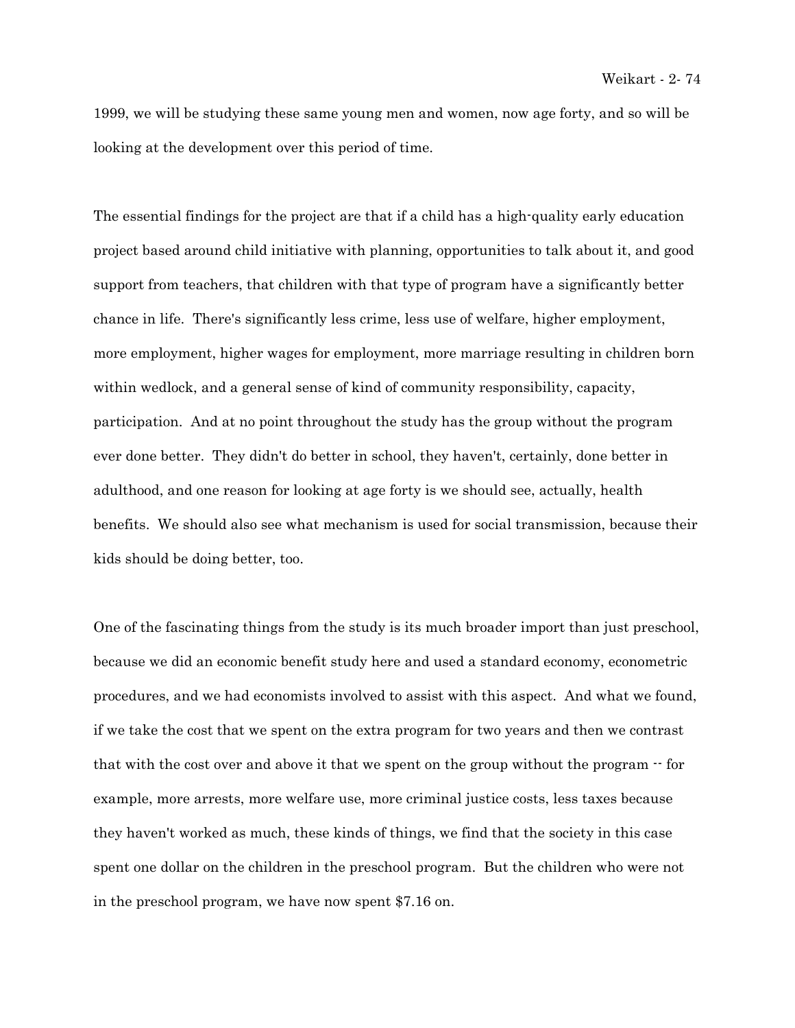1999, we will be studying these same young men and women, now age forty, and so will be looking at the development over this period of time.

The essential findings for the project are that if a child has a high-quality early education project based around child initiative with planning, opportunities to talk about it, and good support from teachers, that children with that type of program have a significantly better chance in life. There's significantly less crime, less use of welfare, higher employment, more employment, higher wages for employment, more marriage resulting in children born within wedlock, and a general sense of kind of community responsibility, capacity, participation. And at no point throughout the study has the group without the program ever done better. They didn't do better in school, they haven't, certainly, done better in adulthood, and one reason for looking at age forty is we should see, actually, health benefits. We should also see what mechanism is used for social transmission, because their kids should be doing better, too.

One of the fascinating things from the study is its much broader import than just preschool, because we did an economic benefit study here and used a standard economy, econometric procedures, and we had economists involved to assist with this aspect. And what we found, if we take the cost that we spent on the extra program for two years and then we contrast that with the cost over and above it that we spent on the group without the program -- for example, more arrests, more welfare use, more criminal justice costs, less taxes because they haven't worked as much, these kinds of things, we find that the society in this case spent one dollar on the children in the preschool program. But the children who were not in the preschool program, we have now spent $7.16 on.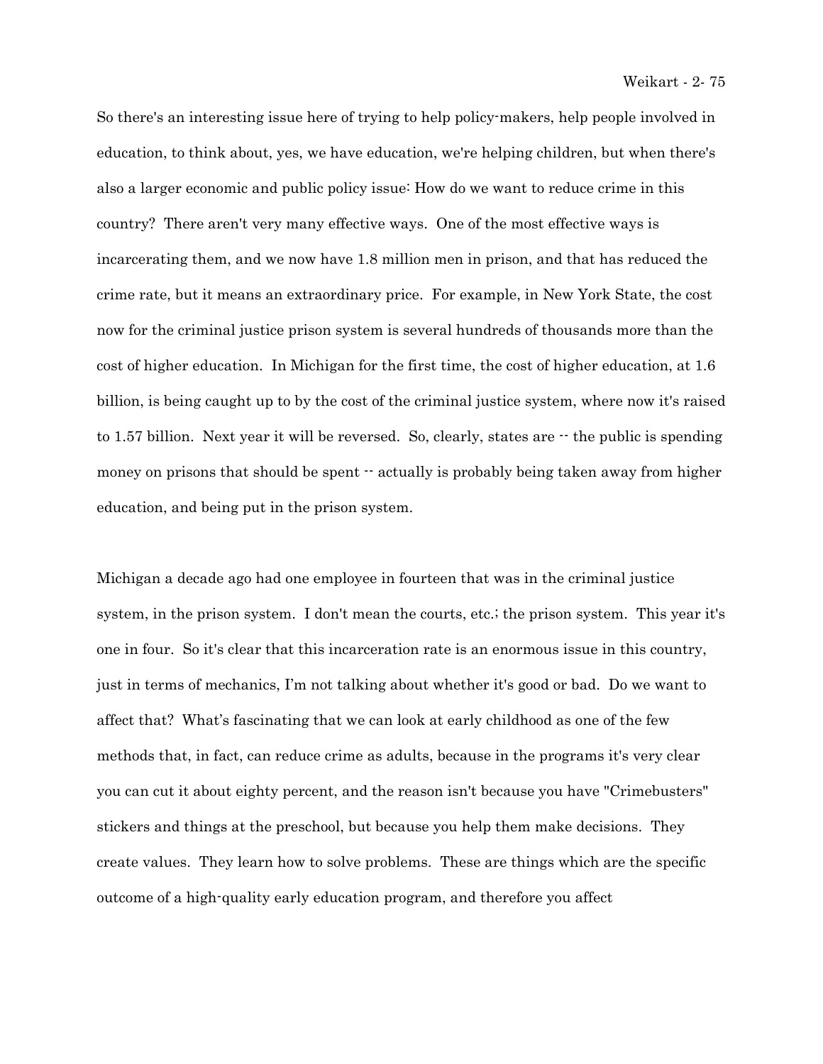So there's an interesting issue here of trying to help policy-makers, help people involved in education, to think about, yes, we have education, we're helping children, but when there's also a larger economic and public policy issue: How do we want to reduce crime in this country? There aren't very many effective ways. One of the most effective ways is incarcerating them, and we now have 1.8 million men in prison, and that has reduced the crime rate, but it means an extraordinary price. For example, in New York State, the cost now for the criminal justice prison system is several hundreds of thousands more than the cost of higher education. In Michigan for the first time, the cost of higher education, at 1.6 billion, is being caught up to by the cost of the criminal justice system, where now it's raised to 1.57 billion. Next year it will be reversed. So, clearly, states are -- the public is spending money on prisons that should be spent -- actually is probably being taken away from higher education, and being put in the prison system.

Michigan a decade ago had one employee in fourteen that was in the criminal justice system, in the prison system. I don't mean the courts, etc.; the prison system. This year it's one in four. So it's clear that this incarceration rate is an enormous issue in this country, just in terms of mechanics, I'm not talking about whether it's good or bad. Do we want to affect that? What's fascinating that we can look at early childhood as one of the few methods that, in fact, can reduce crime as adults, because in the programs it's very clear you can cut it about eighty percent, and the reason isn't because you have "Crimebusters" stickers and things at the preschool, but because you help them make decisions. They create values. They learn how to solve problems. These are things which are the specific outcome of a high-quality early education program, and therefore you affect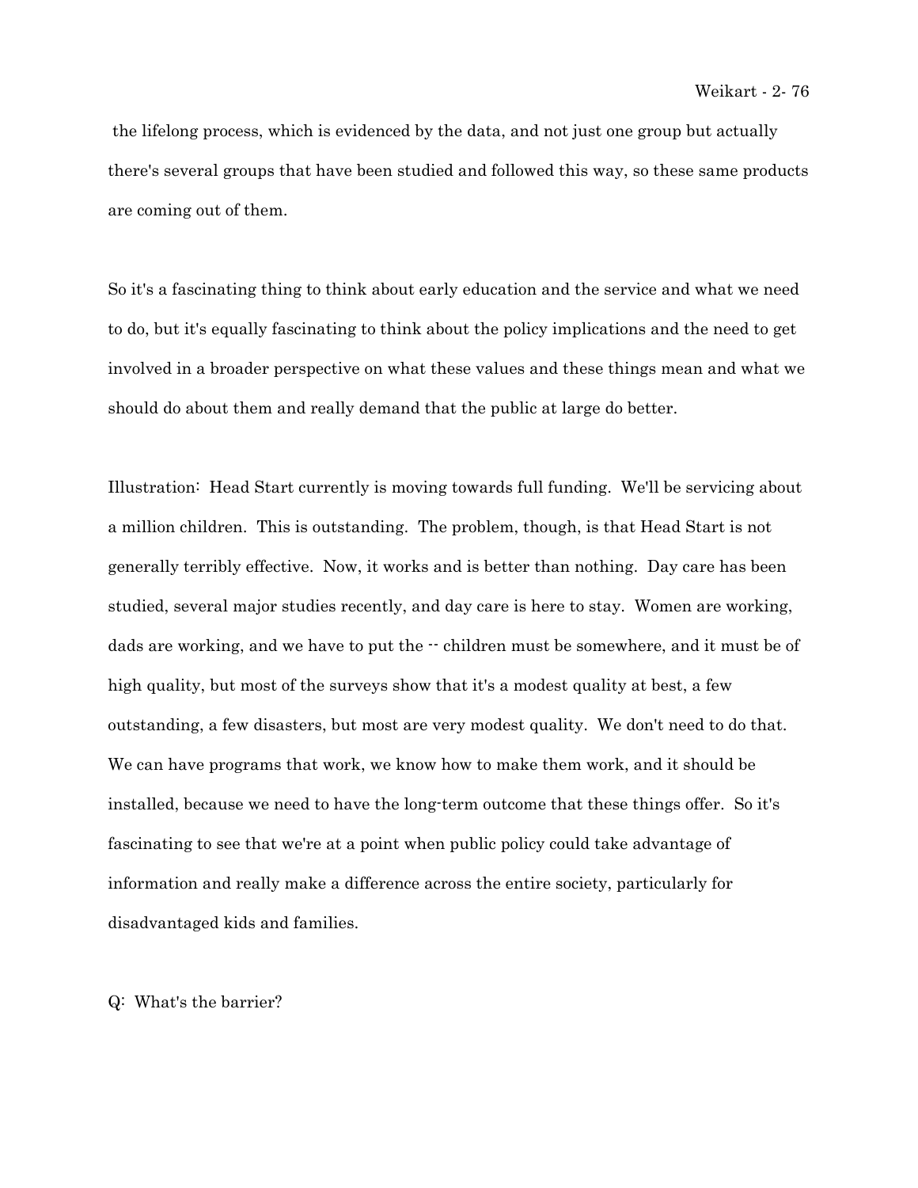the lifelong process, which is evidenced by the data, and not just one group but actually there's several groups that have been studied and followed this way, so these same products are coming out of them.

So it's a fascinating thing to think about early education and the service and what we need to do, but it's equally fascinating to think about the policy implications and the need to get involved in a broader perspective on what these values and these things mean and what we should do about them and really demand that the public at large do better.

Illustration: Head Start currently is moving towards full funding. We'll be servicing about a million children. This is outstanding. The problem, though, is that Head Start is not generally terribly effective. Now, it works and is better than nothing. Day care has been studied, several major studies recently, and day care is here to stay. Women are working, dads are working, and we have to put the -- children must be somewhere, and it must be of high quality, but most of the surveys show that it's a modest quality at best, a few outstanding, a few disasters, but most are very modest quality. We don't need to do that. We can have programs that work, we know how to make them work, and it should be installed, because we need to have the long-term outcome that these things offer. So it's fascinating to see that we're at a point when public policy could take advantage of information and really make a difference across the entire society, particularly for disadvantaged kids and families.

Q: What's the barrier?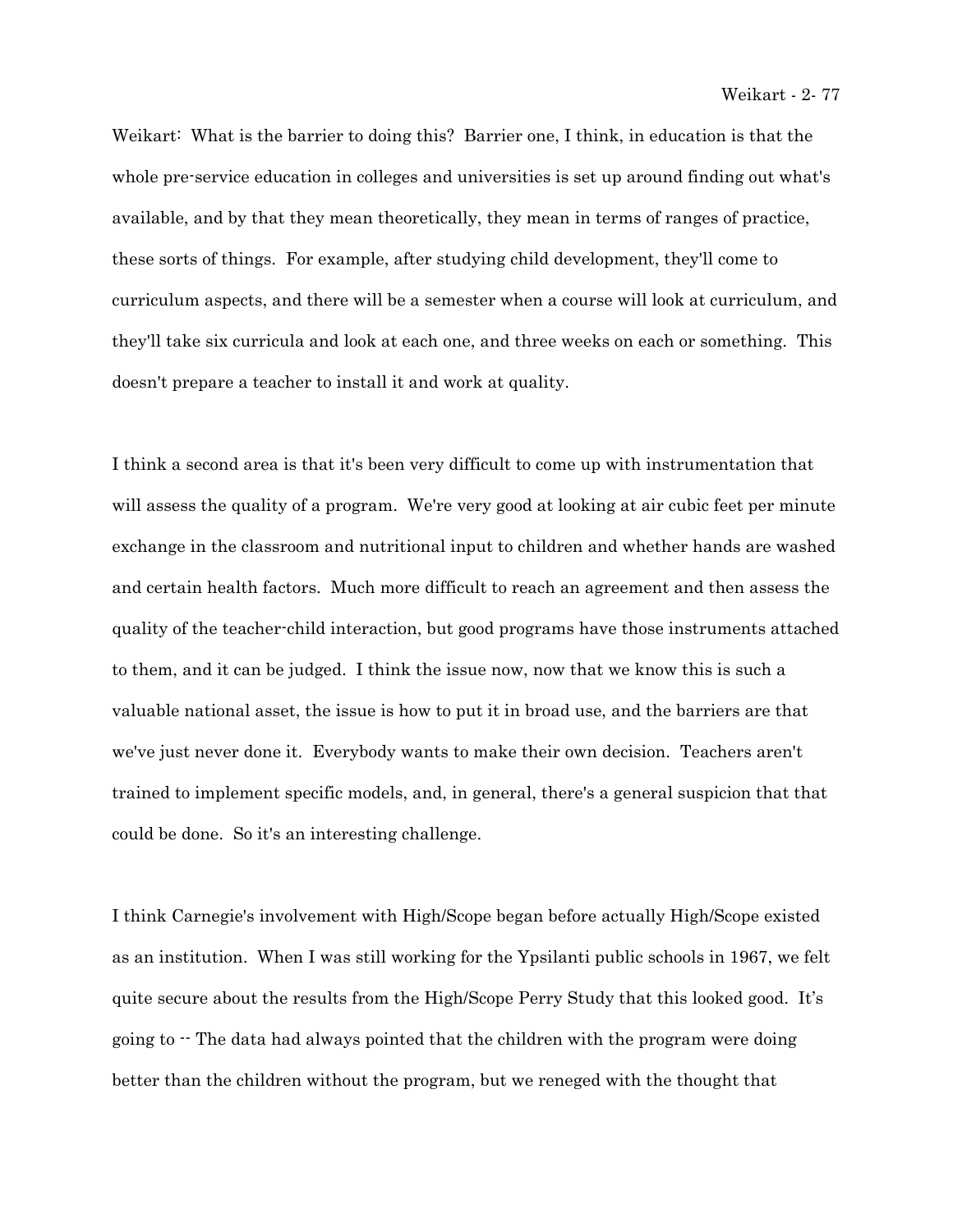Weikart: What is the barrier to doing this? Barrier one, I think, in education is that the whole pre-service education in colleges and universities is set up around finding out what's available, and by that they mean theoretically, they mean in terms of ranges of practice, these sorts of things. For example, after studying child development, they'll come to curriculum aspects, and there will be a semester when a course will look at curriculum, and they'll take six curricula and look at each one, and three weeks on each or something. This doesn't prepare a teacher to install it and work at quality.

I think a second area is that it's been very difficult to come up with instrumentation that will assess the quality of a program. We're very good at looking at air cubic feet per minute exchange in the classroom and nutritional input to children and whether hands are washed and certain health factors. Much more difficult to reach an agreement and then assess the quality of the teacher-child interaction, but good programs have those instruments attached to them, and it can be judged. I think the issue now, now that we know this is such a valuable national asset, the issue is how to put it in broad use, and the barriers are that we've just never done it. Everybody wants to make their own decision. Teachers aren't trained to implement specific models, and, in general, there's a general suspicion that that could be done. So it's an interesting challenge.

I think Carnegie's involvement with High/Scope began before actually High/Scope existed as an institution. When I was still working for the Ypsilanti public schools in 1967, we felt quite secure about the results from the High/Scope Perry Study that this looked good. It's going to -- The data had always pointed that the children with the program were doing better than the children without the program, but we reneged with the thought that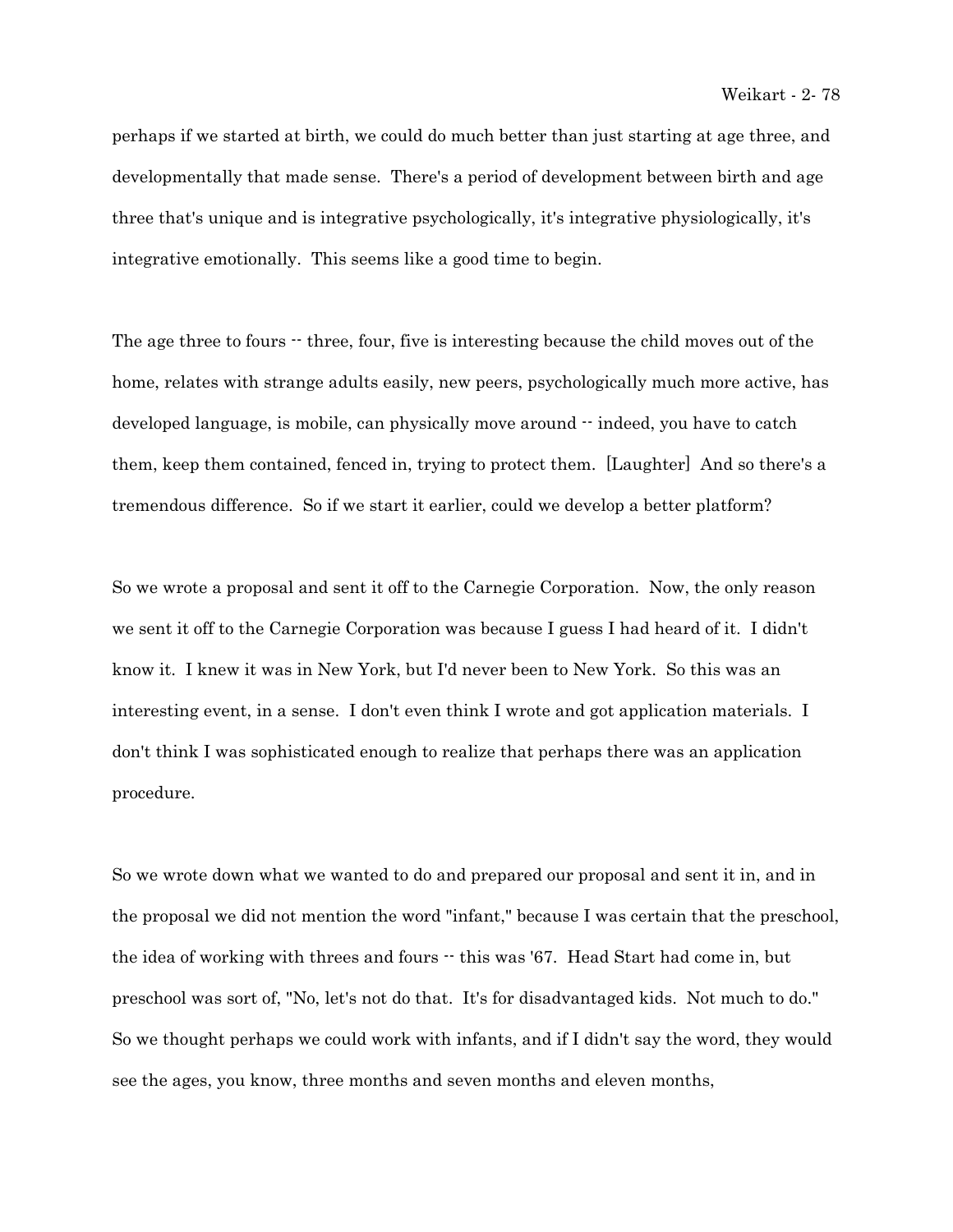perhaps if we started at birth, we could do much better than just starting at age three, and developmentally that made sense. There's a period of development between birth and age three that's unique and is integrative psychologically, it's integrative physiologically, it's integrative emotionally. This seems like a good time to begin.

The age three to fours -- three, four, five is interesting because the child moves out of the home, relates with strange adults easily, new peers, psychologically much more active, has developed language, is mobile, can physically move around -- indeed, you have to catch them, keep them contained, fenced in, trying to protect them. [Laughter] And so there's a tremendous difference. So if we start it earlier, could we develop a better platform?

So we wrote a proposal and sent it off to the Carnegie Corporation. Now, the only reason we sent it off to the Carnegie Corporation was because I guess I had heard of it. I didn't know it. I knew it was in New York, but I'd never been to New York. So this was an interesting event, in a sense. I don't even think I wrote and got application materials. I don't think I was sophisticated enough to realize that perhaps there was an application procedure.

So we wrote down what we wanted to do and prepared our proposal and sent it in, and in the proposal we did not mention the word "infant," because I was certain that the preschool, the idea of working with threes and fours -- this was '67. Head Start had come in, but preschool was sort of, "No, let's not do that. It's for disadvantaged kids. Not much to do." So we thought perhaps we could work with infants, and if I didn't say the word, they would see the ages, you know, three months and seven months and eleven months,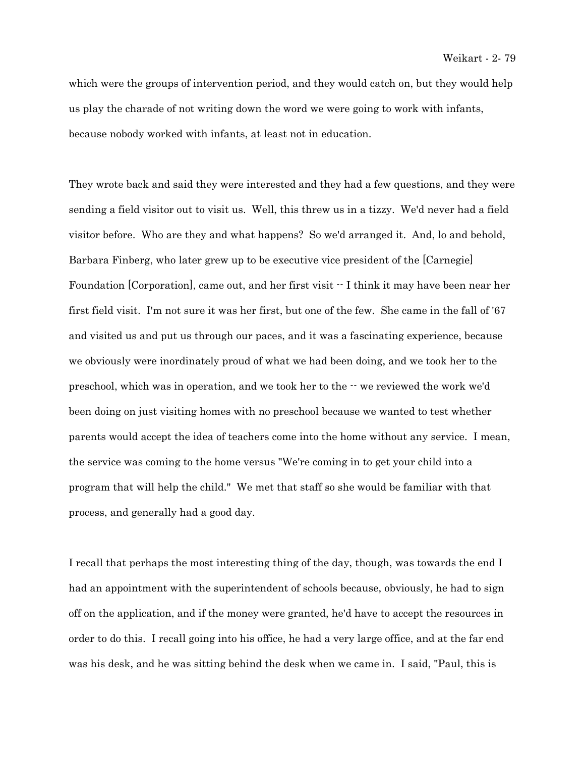which were the groups of intervention period, and they would catch on, but they would help us play the charade of not writing down the word we were going to work with infants, because nobody worked with infants, at least not in education.

They wrote back and said they were interested and they had a few questions, and they were sending a field visitor out to visit us. Well, this threw us in a tizzy. We'd never had a field visitor before. Who are they and what happens? So we'd arranged it. And, lo and behold, Barbara Finberg, who later grew up to be executive vice president of the [Carnegie] Foundation [Corporation], came out, and her first visit -- I think it may have been near her first field visit. I'm not sure it was her first, but one of the few. She came in the fall of '67 and visited us and put us through our paces, and it was a fascinating experience, because we obviously were inordinately proud of what we had been doing, and we took her to the preschool, which was in operation, and we took her to the -- we reviewed the work we'd been doing on just visiting homes with no preschool because we wanted to test whether parents would accept the idea of teachers come into the home without any service. I mean, the service was coming to the home versus "We're coming in to get your child into a program that will help the child." We met that staff so she would be familiar with that process, and generally had a good day.

I recall that perhaps the most interesting thing of the day, though, was towards the end I had an appointment with the superintendent of schools because, obviously, he had to sign off on the application, and if the money were granted, he'd have to accept the resources in order to do this. I recall going into his office, he had a very large office, and at the far end was his desk, and he was sitting behind the desk when we came in. I said, "Paul, this is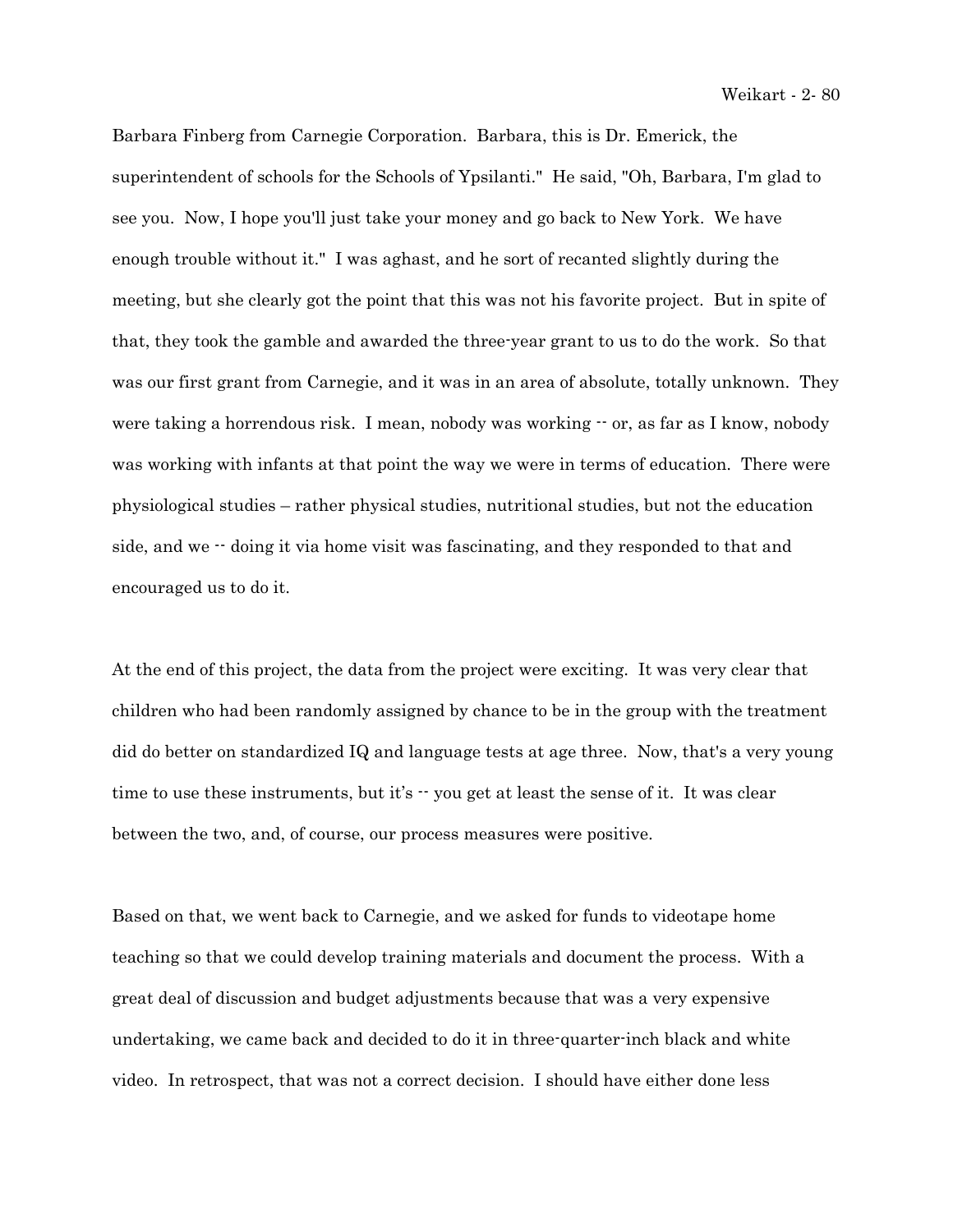Barbara Finberg from Carnegie Corporation. Barbara, this is Dr. Emerick, the superintendent of schools for the Schools of Ypsilanti." He said, "Oh, Barbara, I'm glad to see you. Now, I hope you'll just take your money and go back to New York. We have enough trouble without it." I was aghast, and he sort of recanted slightly during the meeting, but she clearly got the point that this was not his favorite project. But in spite of that, they took the gamble and awarded the three-year grant to us to do the work. So that was our first grant from Carnegie, and it was in an area of absolute, totally unknown. They were taking a horrendous risk. I mean, nobody was working -- or, as far as I know, nobody was working with infants at that point the way we were in terms of education. There were physiological studies – rather physical studies, nutritional studies, but not the education side, and we -- doing it via home visit was fascinating, and they responded to that and encouraged us to do it.

At the end of this project, the data from the project were exciting. It was very clear that children who had been randomly assigned by chance to be in the group with the treatment did do better on standardized IQ and language tests at age three. Now, that's a very young time to use these instruments, but it's -- you get at least the sense of it. It was clear between the two, and, of course, our process measures were positive.

Based on that, we went back to Carnegie, and we asked for funds to videotape home teaching so that we could develop training materials and document the process. With a great deal of discussion and budget adjustments because that was a very expensive undertaking, we came back and decided to do it in three-quarter-inch black and white video. In retrospect, that was not a correct decision. I should have either done less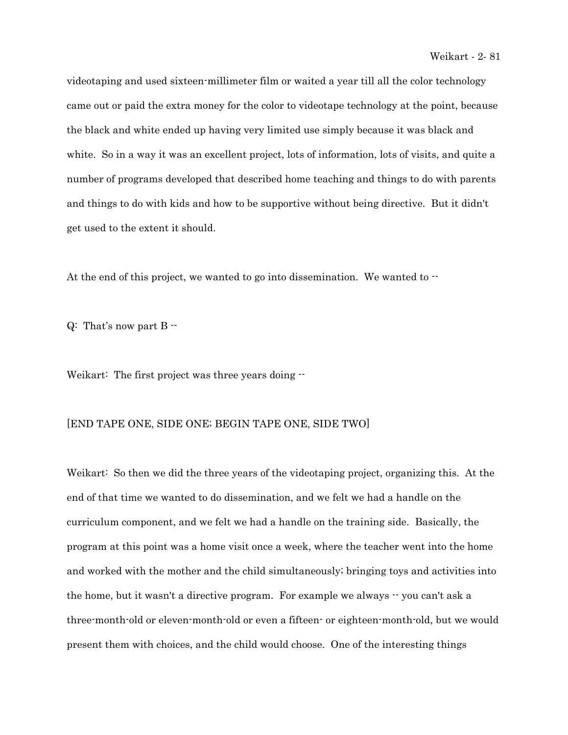videotaping and used sixteen-millimeter film or waited a year till all the color technology came out or paid the extra money for the color to videotape technology at the point, because the black and white ended up having very limited use simply because it was black and white. So in a way it was an excellent project, lots of information, lots of visits, and quite a number of programs developed that described home teaching and things to do with parents and things to do with kids and how to be supportive without being directive. But it didn't get used to the extent it should.

At the end of this project, we wanted to go into dissemination. We wanted to --

Q: That's now part B --

Weikart: The first project was three years doing --

[END TAPE ONE, SIDE ONE; BEGIN TAPE ONE, SIDE TWO]

Weikart: So then we did the three years of the videotaping project, organizing this. At the end of that time we wanted to do dissemination, and we felt we had a handle on the curriculum component, and we felt we had a handle on the training side. Basically, the program at this point was a home visit once a week, where the teacher went into the home and worked with the mother and the child simultaneously; bringing toys and activities into the home, but it wasn't a directive program. For example we always -- you can't ask a three-month-old or eleven-month-old or even a fifteen- or eighteen-month-old, but we would present them with choices, and the child would choose. One of the interesting things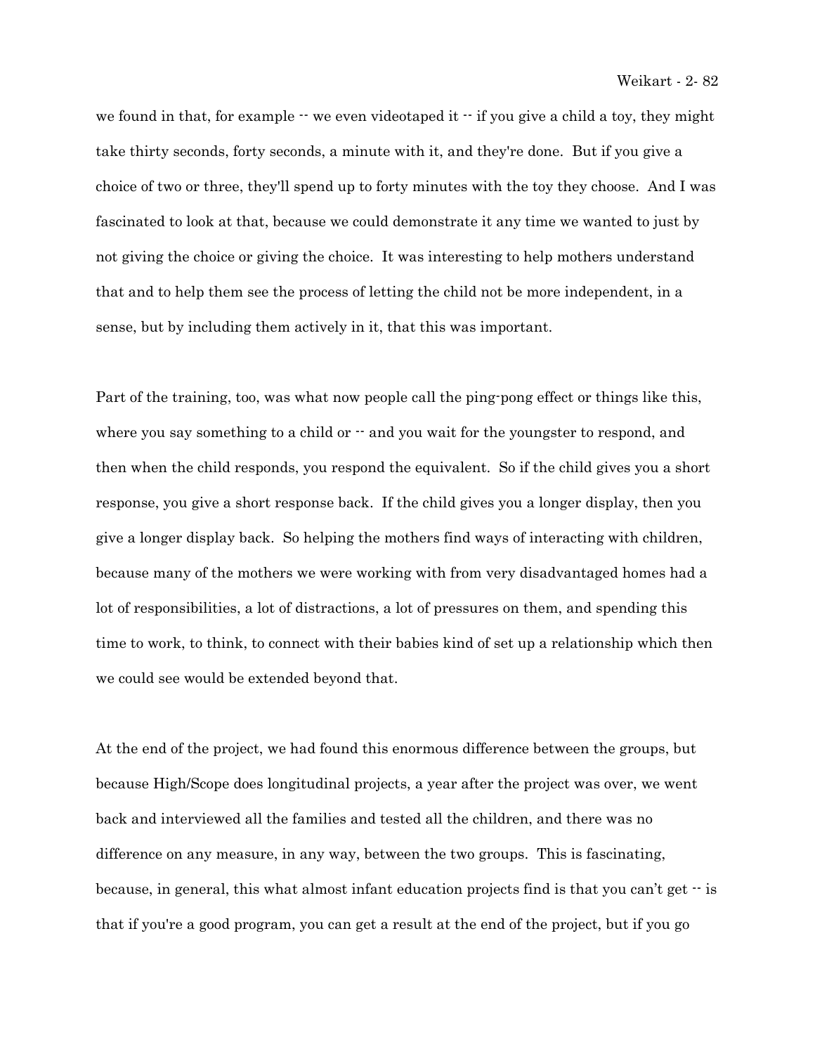we found in that, for example -- we even videotaped it -- if you give a child a toy, they might take thirty seconds, forty seconds, a minute with it, and they're done. But if you give a choice of two or three, they'll spend up to forty minutes with the toy they choose. And I was fascinated to look at that, because we could demonstrate it any time we wanted to just by not giving the choice or giving the choice. It was interesting to help mothers understand that and to help them see the process of letting the child not be more independent, in a sense, but by including them actively in it, that this was important.

Part of the training, too, was what now people call the ping-pong effect or things like this, where you say something to a child or -- and you wait for the youngster to respond, and then when the child responds, you respond the equivalent. So if the child gives you a short response, you give a short response back. If the child gives you a longer display, then you give a longer display back. So helping the mothers find ways of interacting with children, because many of the mothers we were working with from very disadvantaged homes had a lot of responsibilities, a lot of distractions, a lot of pressures on them, and spending this time to work, to think, to connect with their babies kind of set up a relationship which then we could see would be extended beyond that.

At the end of the project, we had found this enormous difference between the groups, but because High/Scope does longitudinal projects, a year after the project was over, we went back and interviewed all the families and tested all the children, and there was no difference on any measure, in any way, between the two groups. This is fascinating, because, in general, this what almost infant education projects find is that you can't get -- is that if you're a good program, you can get a result at the end of the project, but if you go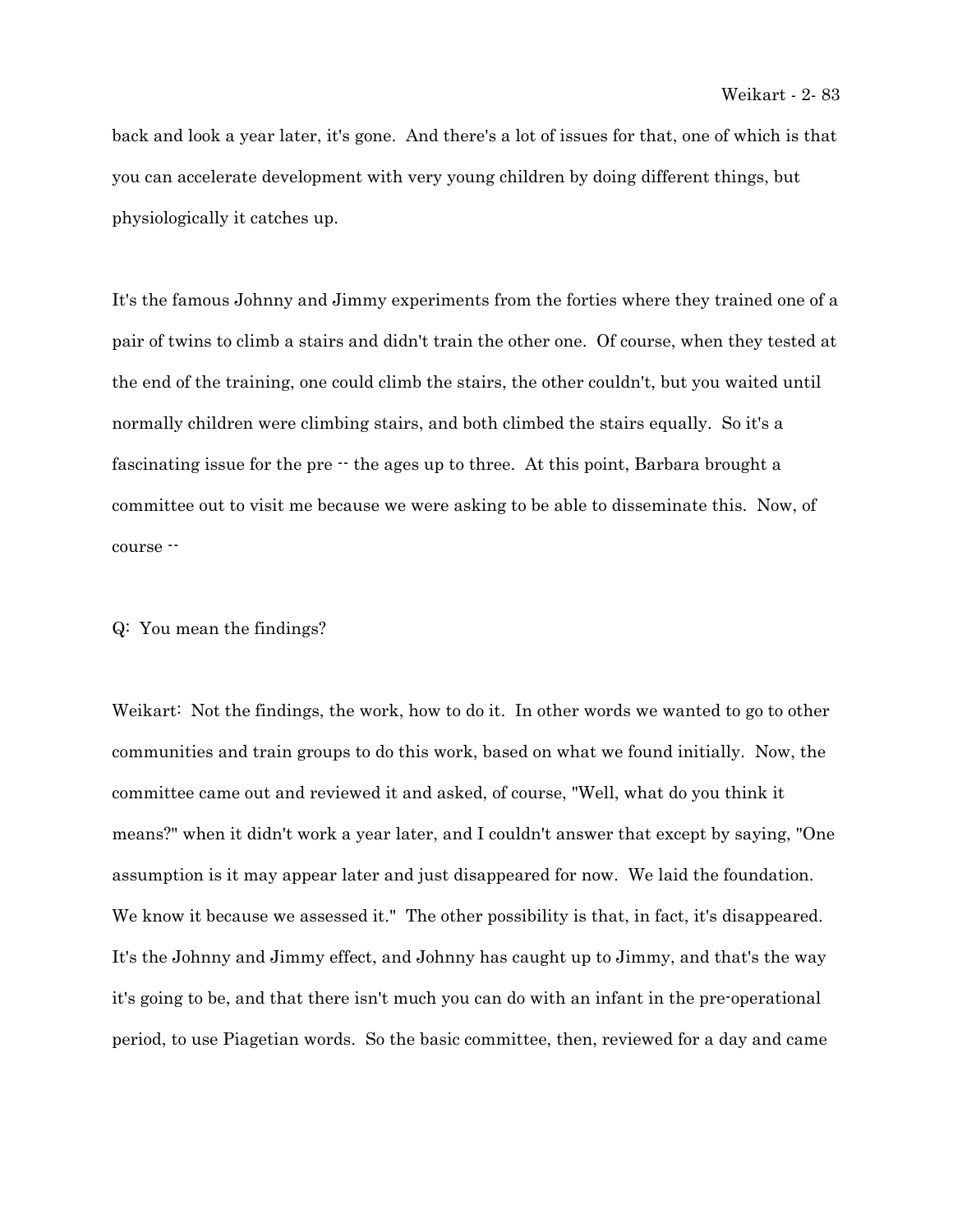back and look a year later, it's gone. And there's a lot of issues for that, one of which is that you can accelerate development with very young children by doing different things, but physiologically it catches up.

It's the famous Johnny and Jimmy experiments from the forties where they trained one of a pair of twins to climb a stairs and didn't train the other one. Of course, when they tested at the end of the training, one could climb the stairs, the other couldn't, but you waited until normally children were climbing stairs, and both climbed the stairs equally. So it's a fascinating issue for the pre -- the ages up to three. At this point, Barbara brought a committee out to visit me because we were asking to be able to disseminate this. Now, of course --

Q: You mean the findings?

Weikart: Not the findings, the work, how to do it. In other words we wanted to go to other communities and train groups to do this work, based on what we found initially. Now, the committee came out and reviewed it and asked, of course, "Well, what do you think it means?" when it didn't work a year later, and I couldn't answer that except by saying, "One assumption is it may appear later and just disappeared for now. We laid the foundation. We know it because we assessed it." The other possibility is that, in fact, it's disappeared. It's the Johnny and Jimmy effect, and Johnny has caught up to Jimmy, and that's the way it's going to be, and that there isn't much you can do with an infant in the pre-operational period, to use Piagetian words. So the basic committee, then, reviewed for a day and came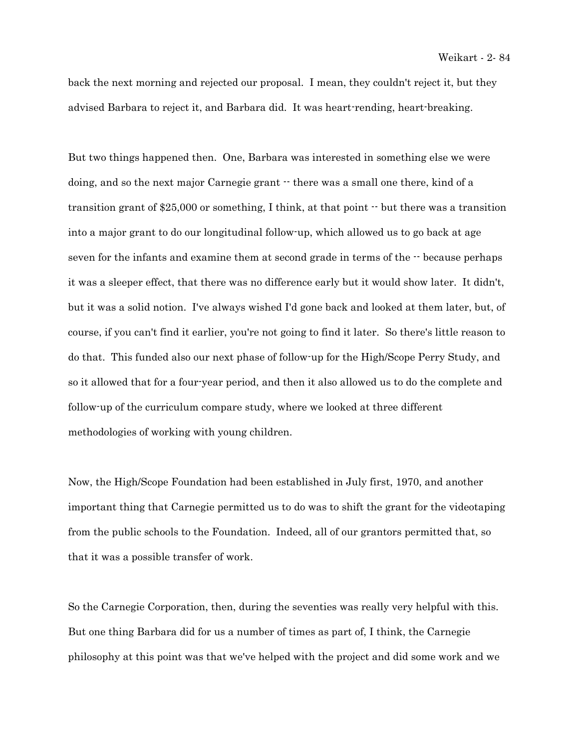back the next morning and rejected our proposal. I mean, they couldn't reject it, but they advised Barbara to reject it, and Barbara did. It was heart-rending, heart-breaking.

But two things happened then. One, Barbara was interested in something else we were doing, and so the next major Carnegie grant -- there was a small one there, kind of a transition grant of $25,000 or something, I think, at that point -- but there was a transition into a major grant to do our longitudinal follow-up, which allowed us to go back at age seven for the infants and examine them at second grade in terms of the -- because perhaps it was a sleeper effect, that there was no difference early but it would show later. It didn't, but it was a solid notion. I've always wished I'd gone back and looked at them later, but, of course, if you can't find it earlier, you're not going to find it later. So there's little reason to do that. This funded also our next phase of follow-up for the High/Scope Perry Study, and so it allowed that for a four-year period, and then it also allowed us to do the complete and follow-up of the curriculum compare study, where we looked at three different methodologies of working with young children.

Now, the High/Scope Foundation had been established in July first, 1970, and another important thing that Carnegie permitted us to do was to shift the grant for the videotaping from the public schools to the Foundation. Indeed, all of our grantors permitted that, so that it was a possible transfer of work.

So the Carnegie Corporation, then, during the seventies was really very helpful with this. But one thing Barbara did for us a number of times as part of, I think, the Carnegie philosophy at this point was that we've helped with the project and did some work and we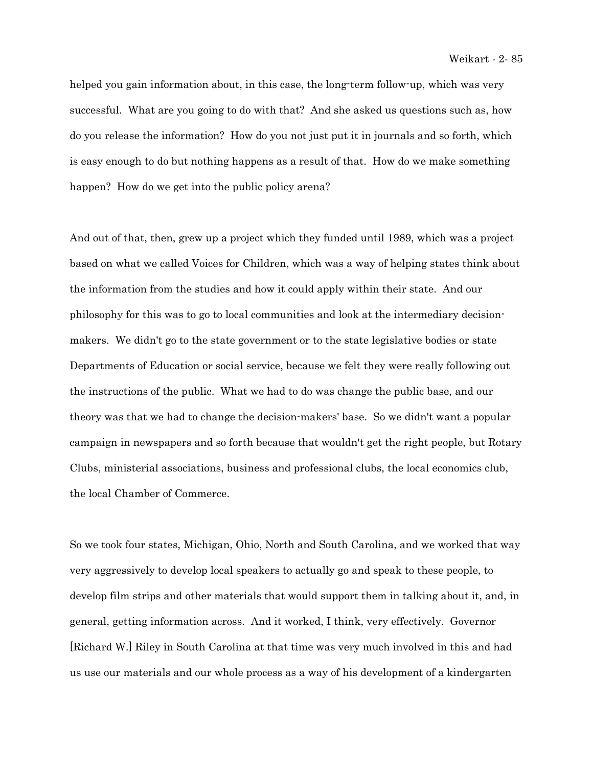helped you gain information about, in this case, the long-term follow-up, which was very successful. What are you going to do with that? And she asked us questions such as, how do you release the information? How do you not just put it in journals and so forth, which is easy enough to do but nothing happens as a result of that. How do we make something happen? How do we get into the public policy arena?

And out of that, then, grew up a project which they funded until 1989, which was a project based on what we called Voices for Children, which was a way of helping states think about the information from the studies and how it could apply within their state. And our philosophy for this was to go to local communities and look at the intermediary decision-makers. We didn't go to the state government or to the state legislative bodies or state Departments of Education or social service, because we felt they were really following out the instructions of the public. What we had to do was change the public base, and our theory was that we had to change the decision-makers' base. So we didn't want a popular campaign in newspapers and so forth because that wouldn't get the right people, but Rotary Clubs, ministerial associations, business and professional clubs, the local economics club, the local Chamber of Commerce.

So we took four states, Michigan, Ohio, North and South Carolina, and we worked that way very aggressively to develop local speakers to actually go and speak to these people, to develop film strips and other materials that would support them in talking about it, and, in general, getting information across. And it worked, I think, very effectively. Governor [Richard W.] Riley in South Carolina at that time was very much involved in this and had us use our materials and our whole process as a way of his development of a kindergarten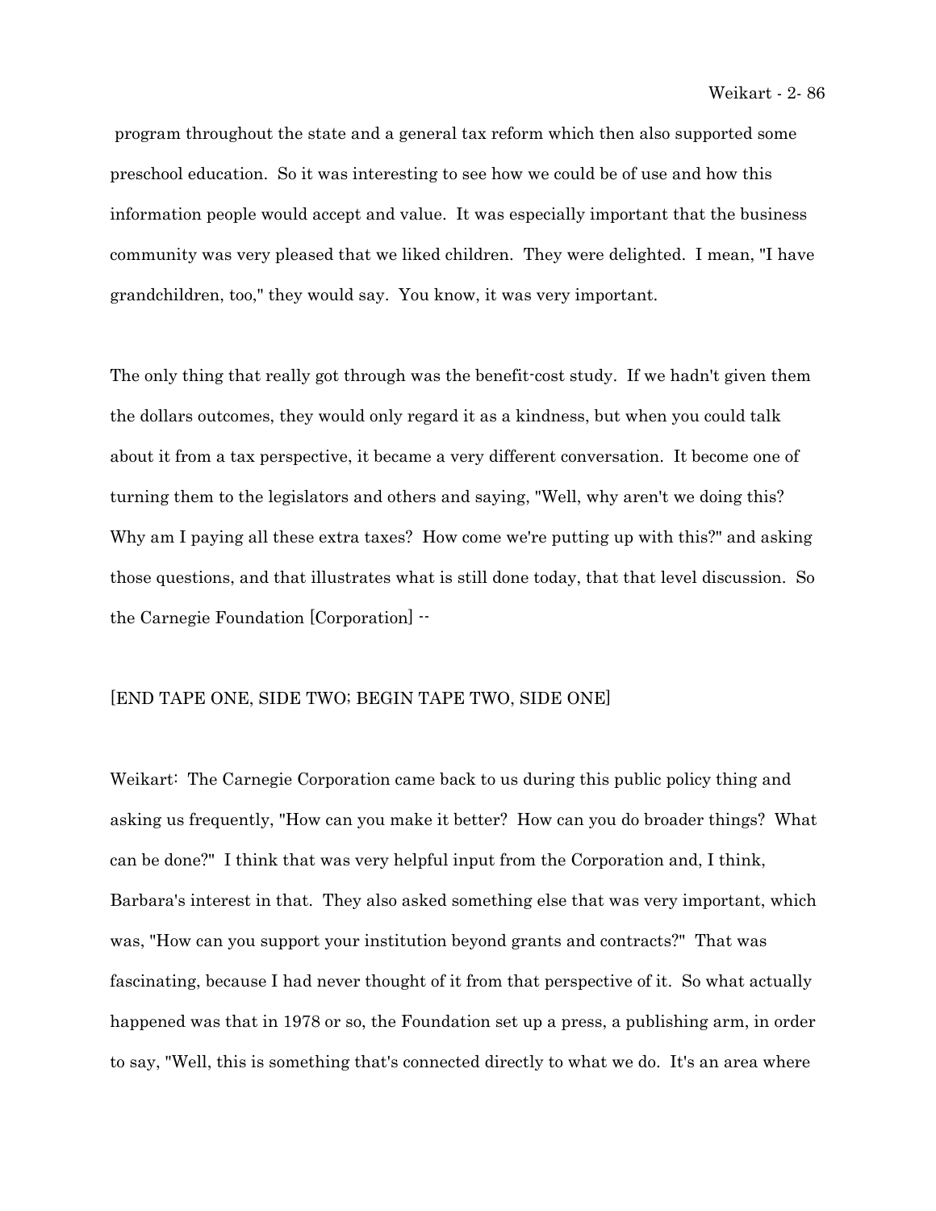program throughout the state and a general tax reform which then also supported some preschool education. So it was interesting to see how we could be of use and how this information people would accept and value. It was especially important that the business community was very pleased that we liked children. They were delighted. I mean, "I have grandchildren, too," they would say. You know, it was very important.

The only thing that really got through was the benefit-cost study. If we hadn't given them the dollars outcomes, they would only regard it as a kindness, but when you could talk about it from a tax perspective, it became a very different conversation. It become one of turning them to the legislators and others and saying, "Well, why aren't we doing this? Why am I paying all these extra taxes? How come we're putting up with this?" and asking those questions, and that illustrates what is still done today, that that level discussion. So the Carnegie Foundation [Corporation] --

[END TAPE ONE, SIDE TWO; BEGIN TAPE TWO, SIDE ONE]

Weikart: The Carnegie Corporation came back to us during this public policy thing and asking us frequently, "How can you make it better? How can you do broader things? What can be done?" I think that was very helpful input from the Corporation and, I think, Barbara's interest in that. They also asked something else that was very important, which was, "How can you support your institution beyond grants and contracts?" That was fascinating, because I had never thought of it from that perspective of it. So what actually happened was that in 1978 or so, the Foundation set up a press, a publishing arm, in order to say, "Well, this is something that's connected directly to what we do. It's an area where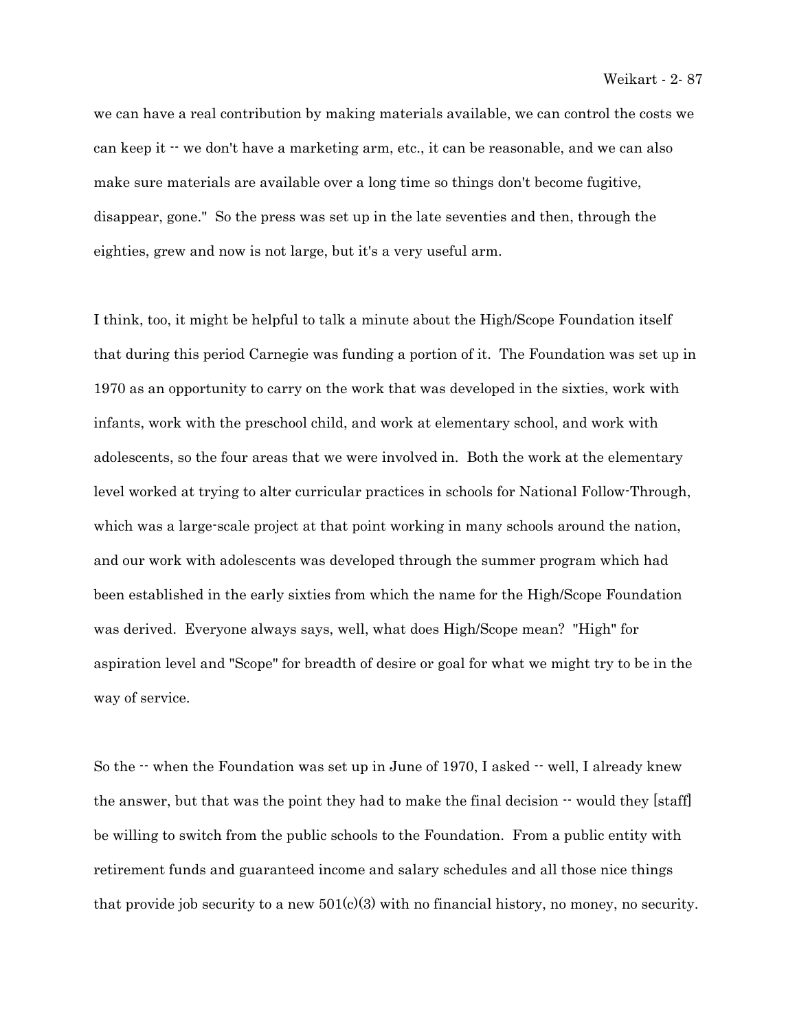we can have a real contribution by making materials available, we can control the costs we can keep it -- we don't have a marketing arm, etc., it can be reasonable, and we can also make sure materials are available over a long time so things don't become fugitive, disappear, gone." So the press was set up in the late seventies and then, through the eighties, grew and now is not large, but it's a very useful arm.

I think, too, it might be helpful to talk a minute about the High/Scope Foundation itself that during this period Carnegie was funding a portion of it. The Foundation was set up in 1970 as an opportunity to carry on the work that was developed in the sixties, work with infants, work with the preschool child, and work at elementary school, and work with adolescents, so the four areas that we were involved in. Both the work at the elementary level worked at trying to alter curricular practices in schools for National Follow-Through, which was a large-scale project at that point working in many schools around the nation, and our work with adolescents was developed through the summer program which had been established in the early sixties from which the name for the High/Scope Foundation was derived. Everyone always says, well, what does High/Scope mean? "High" for aspiration level and "Scope" for breadth of desire or goal for what we might try to be in the way of service.

So the -- when the Foundation was set up in June of 1970, I asked -- well, I already knew the answer, but that was the point they had to make the final decision -- would they [staff] be willing to switch from the public schools to the Foundation. From a public entity with retirement funds and guaranteed income and salary schedules and all those nice things that provide job security to a new 501(c)(3) with no financial history, no money, no security.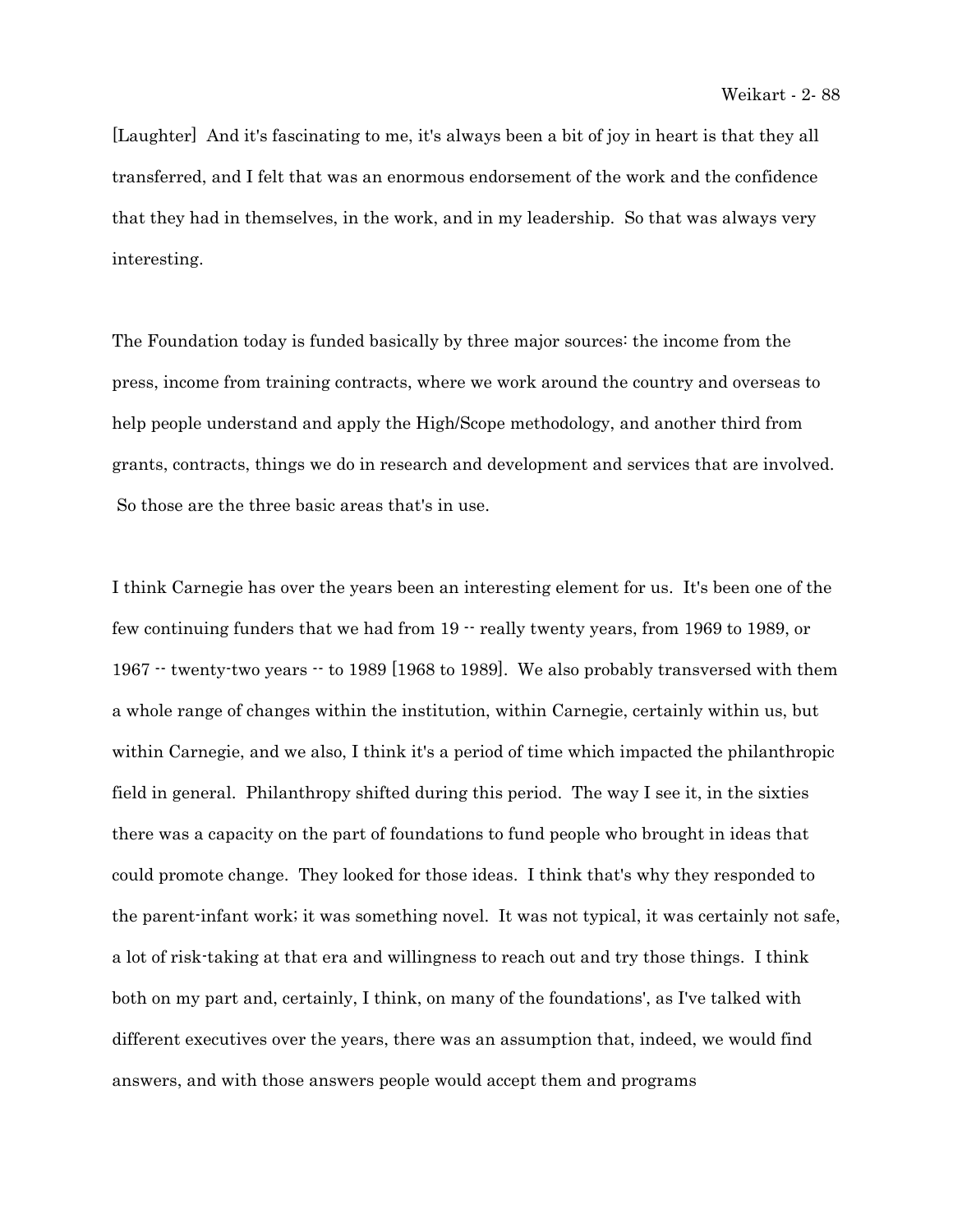[Laughter] And it's fascinating to me, it's always been a bit of joy in heart is that they all transferred, and I felt that was an enormous endorsement of the work and the confidence that they had in themselves, in the work, and in my leadership. So that was always very interesting.

The Foundation today is funded basically by three major sources: the income from the press, income from training contracts, where we work around the country and overseas to help people understand and apply the High/Scope methodology, and another third from grants, contracts, things we do in research and development and services that are involved. So those are the three basic areas that's in use.

I think Carnegie has over the years been an interesting element for us. It's been one of the few continuing funders that we had from 19 -- really twenty years, from 1969 to 1989, or 1967 -- twenty-two years -- to 1989 [1968 to 1989]. We also probably transversed with them a whole range of changes within the institution, within Carnegie, certainly within us, but within Carnegie, and we also, I think it's a period of time which impacted the philanthropic field in general. Philanthropy shifted during this period. The way I see it, in the sixties there was a capacity on the part of foundations to fund people who brought in ideas that could promote change. They looked for those ideas. I think that's why they responded to the parent-infant work; it was something novel. It was not typical, it was certainly not safe, a lot of risk-taking at that era and willingness to reach out and try those things. I think both on my part and, certainly, I think, on many of the foundations', as I've talked with different executives over the years, there was an assumption that, indeed, we would find answers, and with those answers people would accept them and programs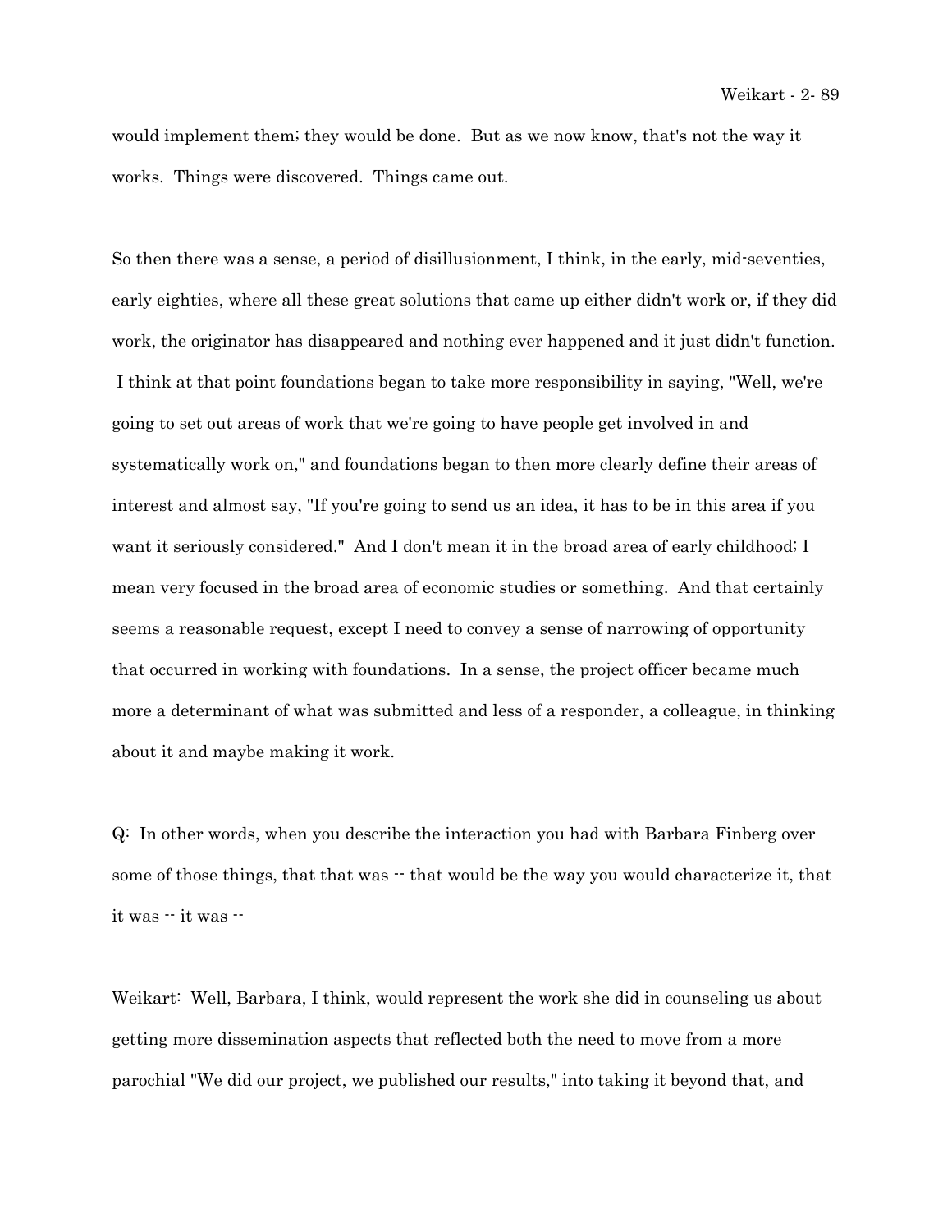would implement them; they would be done. But as we now know, that's not the way it works. Things were discovered. Things came out.

So then there was a sense, a period of disillusionment, I think, in the early, mid-seventies, early eighties, where all these great solutions that came up either didn't work or, if they did work, the originator has disappeared and nothing ever happened and it just didn't function. I think at that point foundations began to take more responsibility in saying, "Well, we're going to set out areas of work that we're going to have people get involved in and systematically work on," and foundations began to then more clearly define their areas of interest and almost say, "If you're going to send us an idea, it has to be in this area if you want it seriously considered." And I don't mean it in the broad area of early childhood; I mean very focused in the broad area of economic studies or something. And that certainly seems a reasonable request, except I need to convey a sense of narrowing of opportunity that occurred in working with foundations. In a sense, the project officer became much more a determinant of what was submitted and less of a responder, a colleague, in thinking about it and maybe making it work.

Q: In other words, when you describe the interaction you had with Barbara Finberg over some of those things, that that was -- that would be the way you would characterize it, that it was -- it was --

Weikart: Well, Barbara, I think, would represent the work she did in counseling us about getting more dissemination aspects that reflected both the need to move from a more parochial "We did our project, we published our results," into taking it beyond that, and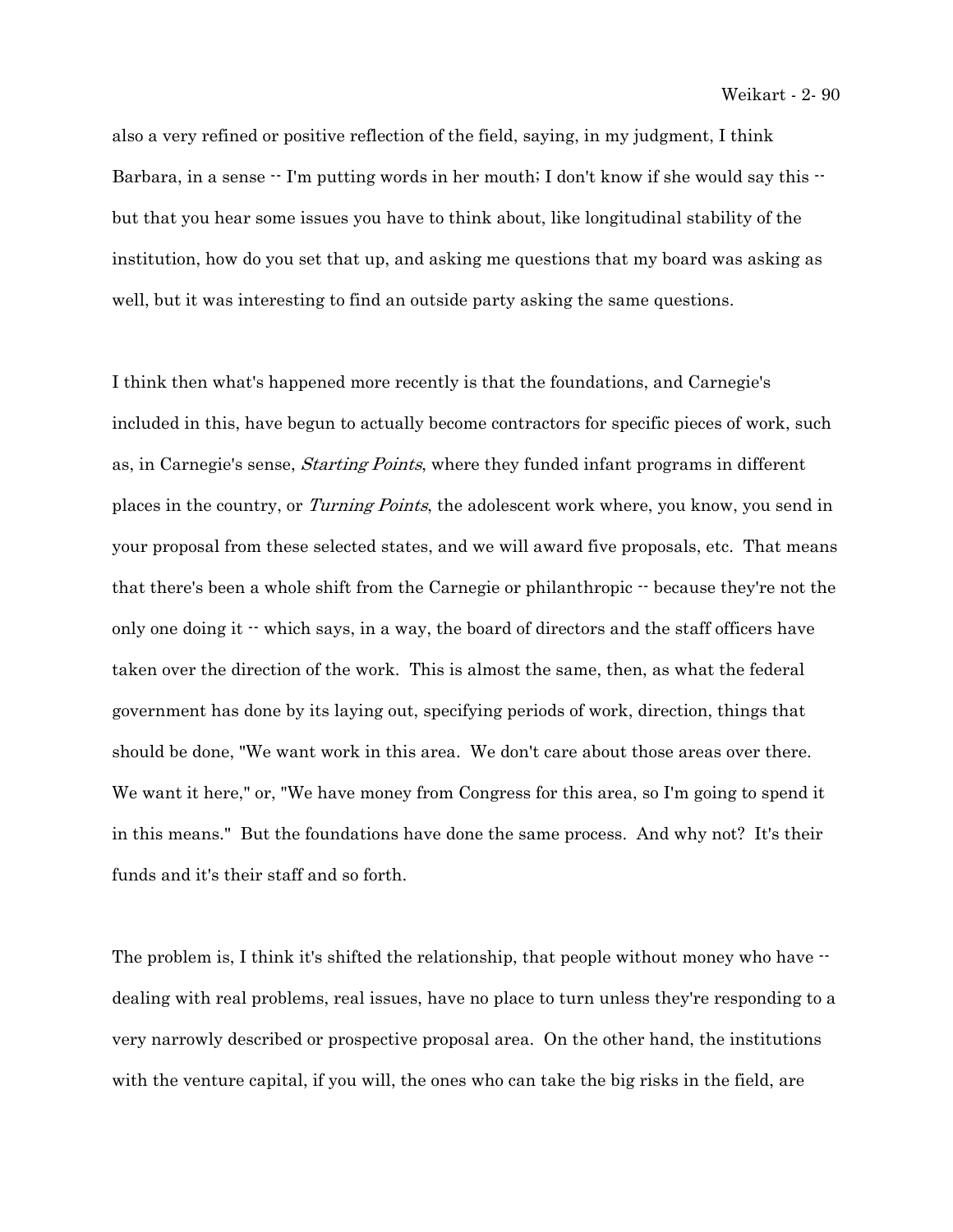also a very refined or positive reflection of the field, saying, in my judgment, I think Barbara, in a sense -- I'm putting words in her mouth; I don't know if she would say this -- but that you hear some issues you have to think about, like longitudinal stability of the institution, how do you set that up, and asking me questions that my board was asking as well, but it was interesting to find an outside party asking the same questions.

I think then what's happened more recently is that the foundations, and Carnegie's included in this, have begun to actually become contractors for specific pieces of work, such as, in Carnegie's sense, *Starting Points*, where they funded infant programs in different places in the country, or *Turning Points*, the adolescent work where, you know, you send in your proposal from these selected states, and we will award five proposals, etc. That means that there's been a whole shift from the Carnegie or philanthropic -- because they're not the only one doing it -- which says, in a way, the board of directors and the staff officers have taken over the direction of the work. This is almost the same, then, as what the federal government has done by its laying out, specifying periods of work, direction, things that should be done, "We want work in this area. We don't care about those areas over there. We want it here," or, "We have money from Congress for this area, so I'm going to spend it in this means." But the foundations have done the same process. And why not? It's their funds and it's their staff and so forth.

The problem is, I think it's shifted the relationship, that people without money who have -- dealing with real problems, real issues, have no place to turn unless they're responding to a very narrowly described or prospective proposal area. On the other hand, the institutions with the venture capital, if you will, the ones who can take the big risks in the field, are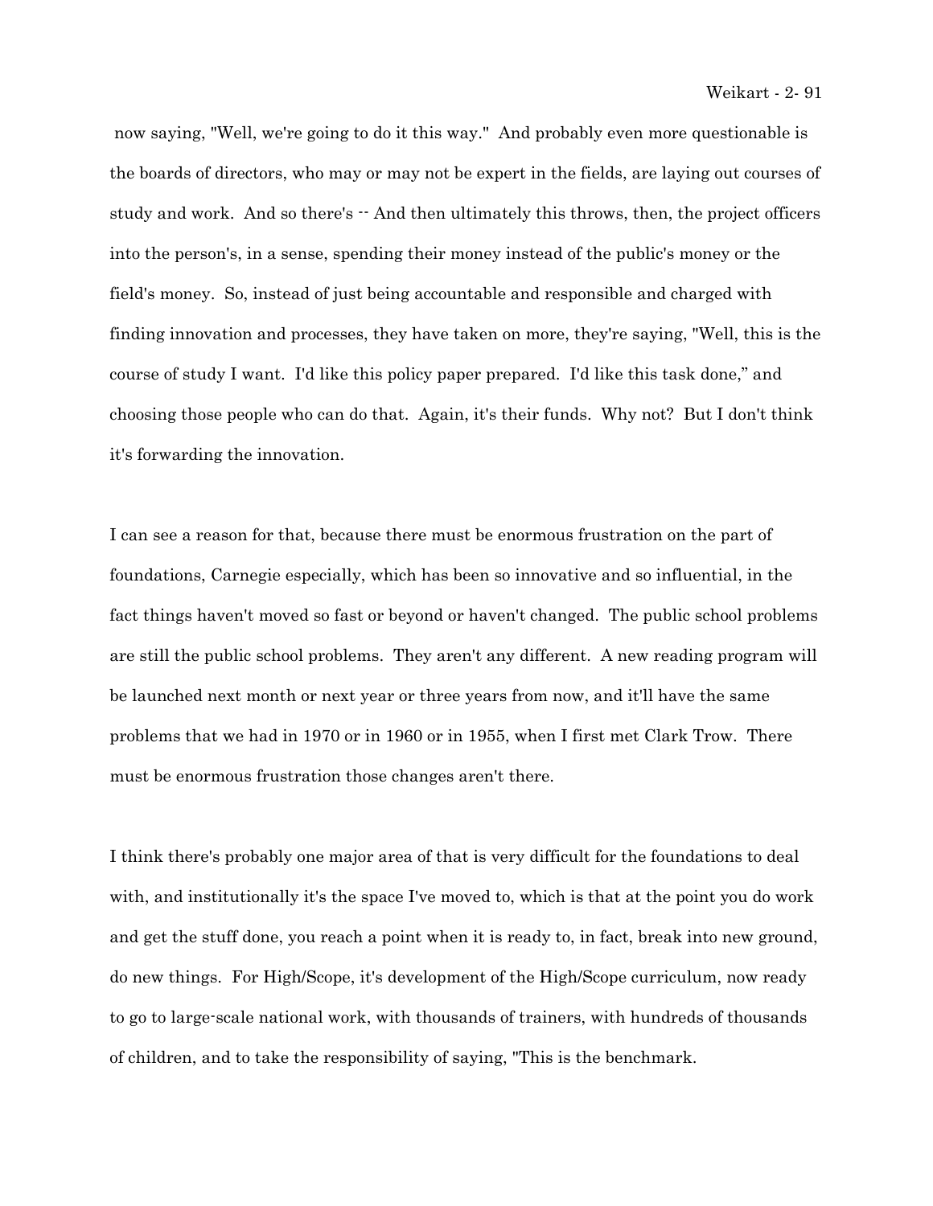now saying, "Well, we're going to do it this way." And probably even more questionable is the boards of directors, who may or may not be expert in the fields, are laying out courses of study and work. And so there's -- And then ultimately this throws, then, the project officers into the person's, in a sense, spending their money instead of the public's money or the field's money. So, instead of just being accountable and responsible and charged with finding innovation and processes, they have taken on more, they're saying, "Well, this is the course of study I want. I'd like this policy paper prepared. I'd like this task done," and choosing those people who can do that. Again, it's their funds. Why not? But I don't think it's forwarding the innovation.

I can see a reason for that, because there must be enormous frustration on the part of foundations, Carnegie especially, which has been so innovative and so influential, in the fact things haven't moved so fast or beyond or haven't changed. The public school problems are still the public school problems. They aren't any different. A new reading program will be launched next month or next year or three years from now, and it'll have the same problems that we had in 1970 or in 1960 or in 1955, when I first met Clark Trow. There must be enormous frustration those changes aren't there.

I think there's probably one major area of that is very difficult for the foundations to deal with, and institutionally it's the space I've moved to, which is that at the point you do work and get the stuff done, you reach a point when it is ready to, in fact, break into new ground, do new things. For High/Scope, it's development of the High/Scope curriculum, now ready to go to large-scale national work, with thousands of trainers, with hundreds of thousands of children, and to take the responsibility of saying, "This is the benchmark.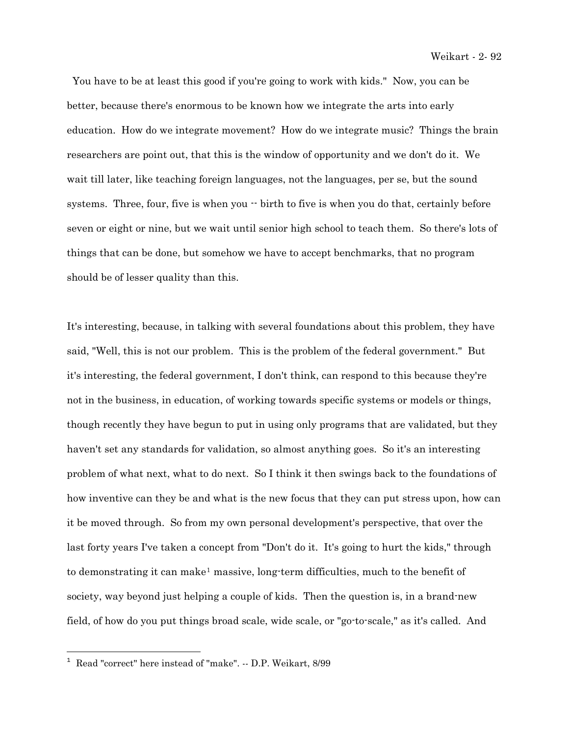You have to be at least this good if you're going to work with kids." Now, you can be better, because there's enormous to be known how we integrate the arts into early education. How do we integrate movement? How do we integrate music? Things the brain researchers are point out, that this is the window of opportunity and we don't do it. We wait till later, like teaching foreign languages, not the languages, per se, but the sound systems. Three, four, five is when you -- birth to five is when you do that, certainly before seven or eight or nine, but we wait until senior high school to teach them. So there's lots of things that can be done, but somehow we have to accept benchmarks, that no program should be of lesser quality than this.

It's interesting, because, in talking with several foundations about this problem, they have said, "Well, this is not our problem. This is the problem of the federal government." But it's interesting, the federal government, I don't think, can respond to this because they're not in the business, in education, of working towards specific systems or models or things, though recently they have begun to put in using only programs that are validated, but they haven't set any standards for validation, so almost anything goes. So it's an interesting problem of what next, what to do next. So I think it then swings back to the foundations of how inventive can they be and what is the new focus that they can put stress upon, how can it be moved through. So from my own personal development's perspective, that over the last forty years I've taken a concept from "Don't do it. It's going to hurt the kids," through to demonstrating it can make[1] massive, long-term difficulties, much to the benefit of society, way beyond just helping a couple of kids. Then the question is, in a brand-new field, of how do you put things broad scale, wide scale, or "go-to-scale," as it's called. And

---

[1] Read "correct" here instead of "make". -- D.P. Weikart, 8/99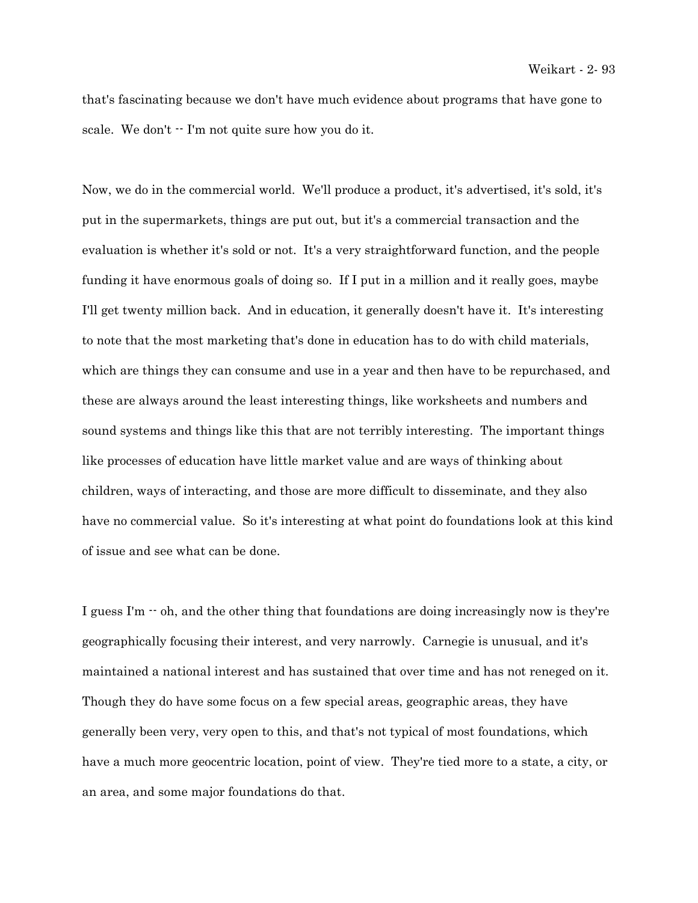that's fascinating because we don't have much evidence about programs that have gone to scale. We don't -- I'm not quite sure how you do it.

Now, we do in the commercial world. We'll produce a product, it's advertised, it's sold, it's put in the supermarkets, things are put out, but it's a commercial transaction and the evaluation is whether it's sold or not. It's a very straightforward function, and the people funding it have enormous goals of doing so. If I put in a million and it really goes, maybe I'll get twenty million back. And in education, it generally doesn't have it. It's interesting to note that the most marketing that's done in education has to do with child materials, which are things they can consume and use in a year and then have to be repurchased, and these are always around the least interesting things, like worksheets and numbers and sound systems and things like this that are not terribly interesting. The important things like processes of education have little market value and are ways of thinking about children, ways of interacting, and those are more difficult to disseminate, and they also have no commercial value. So it's interesting at what point do foundations look at this kind of issue and see what can be done.

I guess I'm -- oh, and the other thing that foundations are doing increasingly now is they're geographically focusing their interest, and very narrowly. Carnegie is unusual, and it's maintained a national interest and has sustained that over time and has not reneged on it. Though they do have some focus on a few special areas, geographic areas, they have generally been very, very open to this, and that's not typical of most foundations, which have a much more geocentric location, point of view. They're tied more to a state, a city, or an area, and some major foundations do that.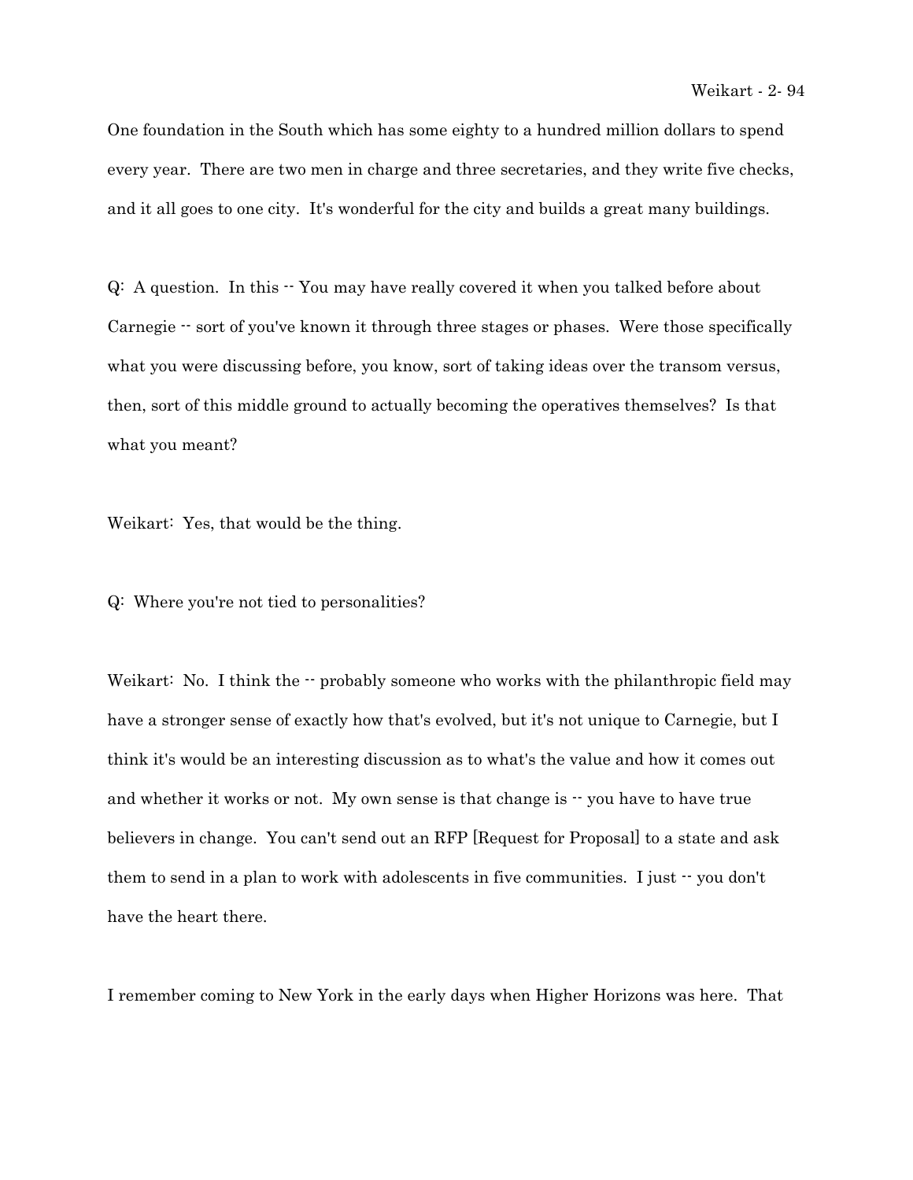One foundation in the South which has some eighty to a hundred million dollars to spend every year. There are two men in charge and three secretaries, and they write five checks, and it all goes to one city. It's wonderful for the city and builds a great many buildings.

Q: A question. In this -- You may have really covered it when you talked before about Carnegie -- sort of you've known it through three stages or phases. Were those specifically what you were discussing before, you know, sort of taking ideas over the transom versus, then, sort of this middle ground to actually becoming the operatives themselves? Is that what you meant?

Weikart: Yes, that would be the thing.

Q: Where you're not tied to personalities?

Weikart: No. I think the -- probably someone who works with the philanthropic field may have a stronger sense of exactly how that's evolved, but it's not unique to Carnegie, but I think it's would be an interesting discussion as to what's the value and how it comes out and whether it works or not. My own sense is that change is -- you have to have true believers in change. You can't send out an RFP [Request for Proposal] to a state and ask them to send in a plan to work with adolescents in five communities. I just -- you don't have the heart there.

I remember coming to New York in the early days when Higher Horizons was here. That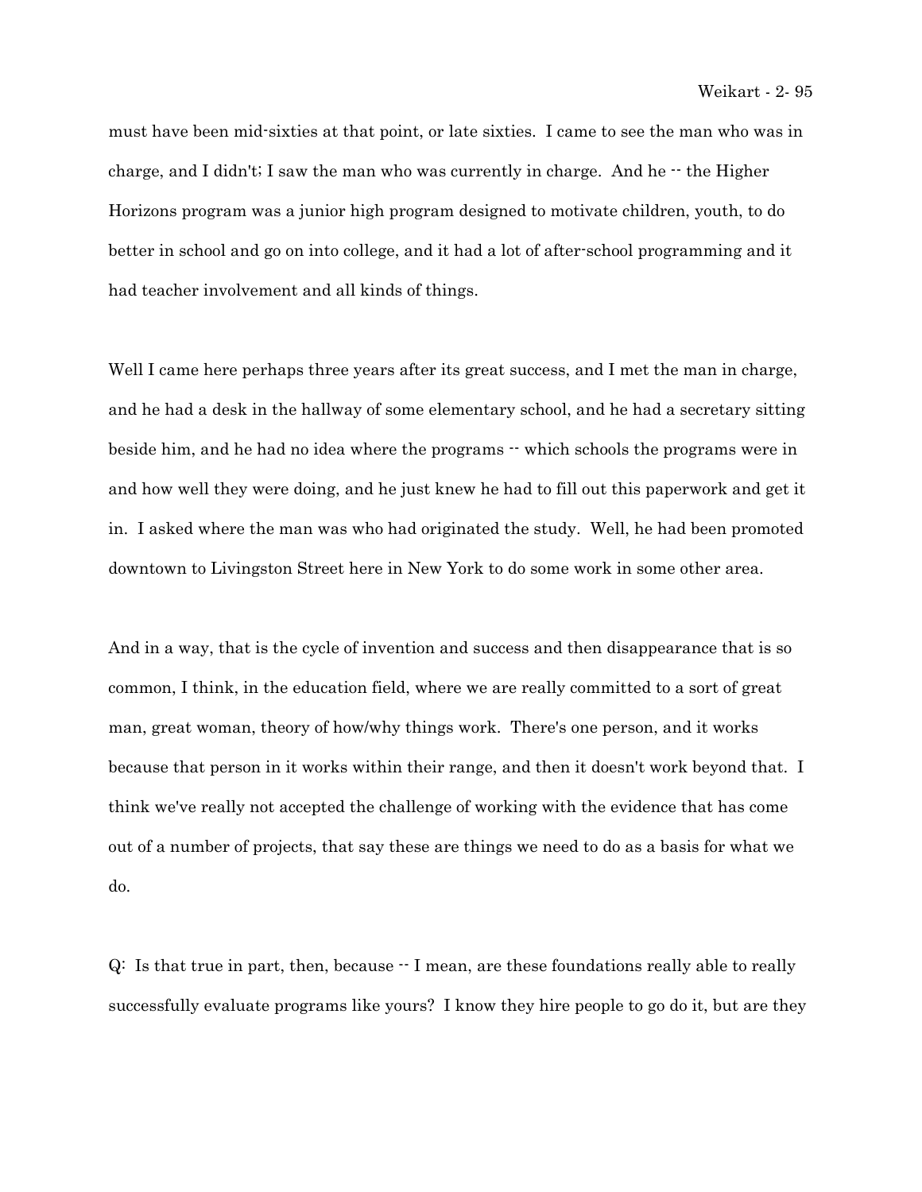must have been mid-sixties at that point, or late sixties. I came to see the man who was in charge, and I didn't; I saw the man who was currently in charge. And he -- the Higher Horizons program was a junior high program designed to motivate children, youth, to do better in school and go on into college, and it had a lot of after-school programming and it had teacher involvement and all kinds of things.

Well I came here perhaps three years after its great success, and I met the man in charge, and he had a desk in the hallway of some elementary school, and he had a secretary sitting beside him, and he had no idea where the programs -- which schools the programs were in and how well they were doing, and he just knew he had to fill out this paperwork and get it in. I asked where the man was who had originated the study. Well, he had been promoted downtown to Livingston Street here in New York to do some work in some other area.

And in a way, that is the cycle of invention and success and then disappearance that is so common, I think, in the education field, where we are really committed to a sort of great man, great woman, theory of how/why things work. There's one person, and it works because that person in it works within their range, and then it doesn't work beyond that. I think we've really not accepted the challenge of working with the evidence that has come out of a number of projects, that say these are things we need to do as a basis for what we do.

Q: Is that true in part, then, because -- I mean, are these foundations really able to really successfully evaluate programs like yours? I know they hire people to go do it, but are they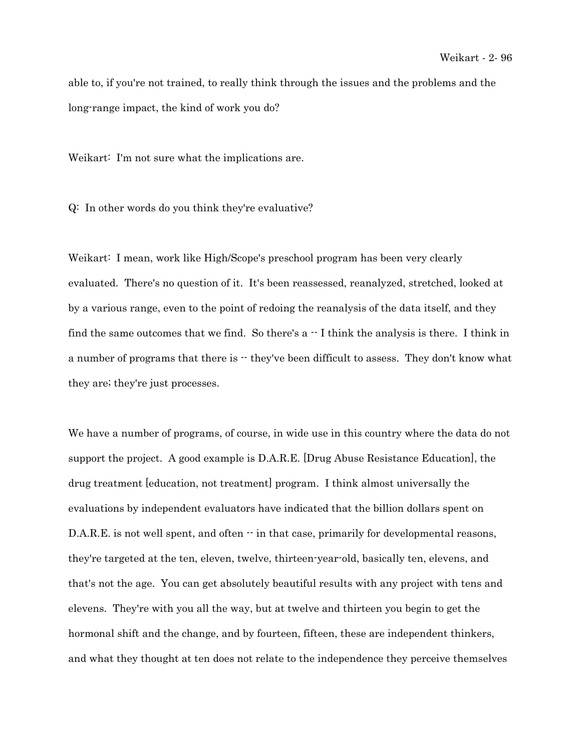able to, if you're not trained, to really think through the issues and the problems and the long-range impact, the kind of work you do?

Weikart: I'm not sure what the implications are.

Q: In other words do you think they're evaluative?

Weikart: I mean, work like High/Scope's preschool program has been very clearly evaluated. There's no question of it. It's been reassessed, reanalyzed, stretched, looked at by a various range, even to the point of redoing the reanalysis of the data itself, and they find the same outcomes that we find. So there's a -- I think the analysis is there. I think in a number of programs that there is -- they've been difficult to assess. They don't know what they are; they're just processes.

We have a number of programs, of course, in wide use in this country where the data do not support the project. A good example is D.A.R.E. [Drug Abuse Resistance Education], the drug treatment [education, not treatment] program. I think almost universally the evaluations by independent evaluators have indicated that the billion dollars spent on D.A.R.E. is not well spent, and often -- in that case, primarily for developmental reasons, they're targeted at the ten, eleven, twelve, thirteen-year-old, basically ten, elevens, and that's not the age. You can get absolutely beautiful results with any project with tens and elevens. They're with you all the way, but at twelve and thirteen you begin to get the hormonal shift and the change, and by fourteen, fifteen, these are independent thinkers, and what they thought at ten does not relate to the independence they perceive themselves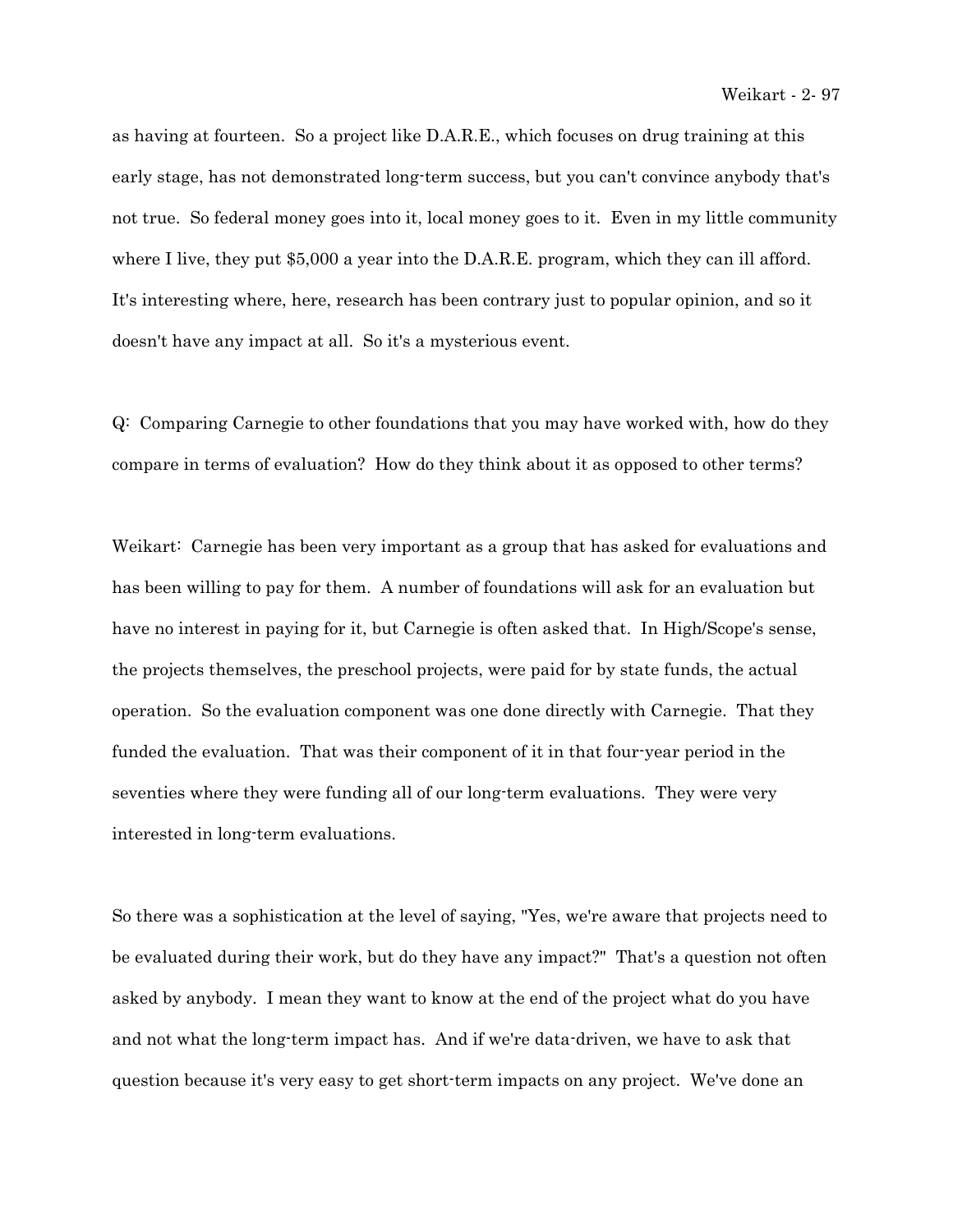as having at fourteen. So a project like D.A.R.E., which focuses on drug training at this early stage, has not demonstrated long-term success, but you can't convince anybody that's not true. So federal money goes into it, local money goes to it. Even in my little community where I live, they put $5,000 a year into the D.A.R.E. program, which they can ill afford. It's interesting where, here, research has been contrary just to popular opinion, and so it doesn't have any impact at all. So it's a mysterious event.

Q: Comparing Carnegie to other foundations that you may have worked with, how do they compare in terms of evaluation? How do they think about it as opposed to other terms?

Weikart: Carnegie has been very important as a group that has asked for evaluations and has been willing to pay for them. A number of foundations will ask for an evaluation but have no interest in paying for it, but Carnegie is often asked that. In High/Scope's sense, the projects themselves, the preschool projects, were paid for by state funds, the actual operation. So the evaluation component was one done directly with Carnegie. That they funded the evaluation. That was their component of it in that four-year period in the seventies where they were funding all of our long-term evaluations. They were very interested in long-term evaluations.

So there was a sophistication at the level of saying, "Yes, we're aware that projects need to be evaluated during their work, but do they have any impact?" That's a question not often asked by anybody. I mean they want to know at the end of the project what do you have and not what the long-term impact has. And if we're data-driven, we have to ask that question because it's very easy to get short-term impacts on any project. We've done an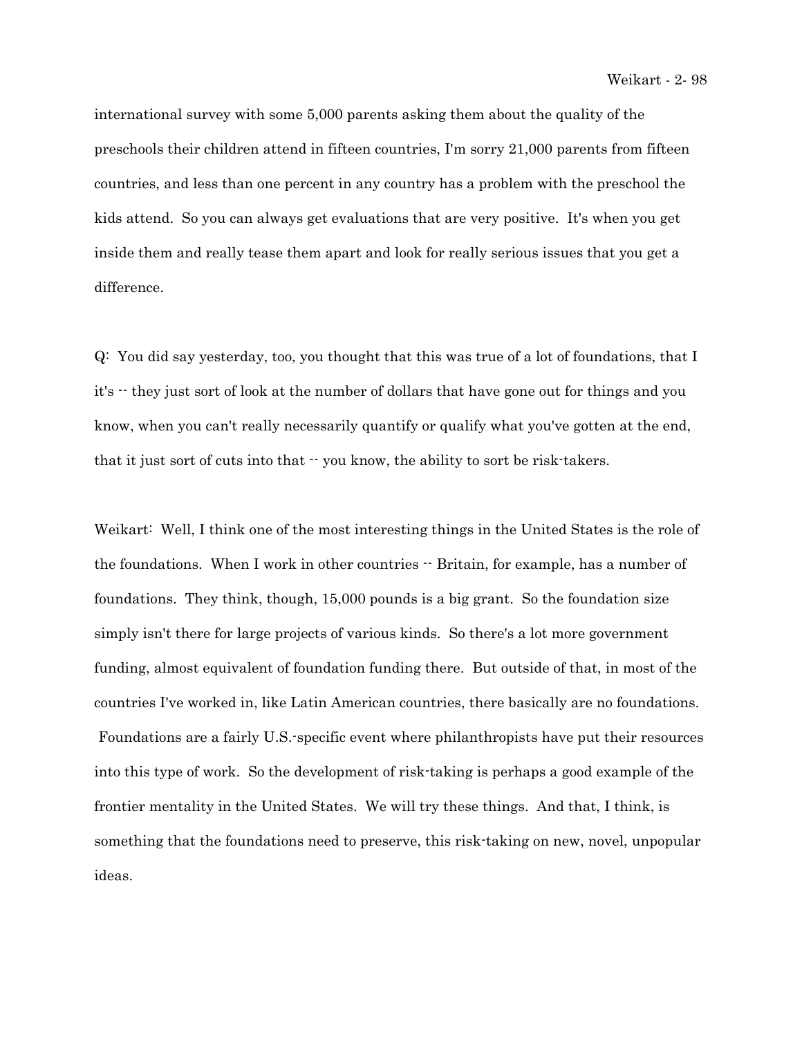international survey with some 5,000 parents asking them about the quality of the preschools their children attend in fifteen countries, I'm sorry 21,000 parents from fifteen countries, and less than one percent in any country has a problem with the preschool the kids attend. So you can always get evaluations that are very positive. It's when you get inside them and really tease them apart and look for really serious issues that you get a difference.

Q: You did say yesterday, too, you thought that this was true of a lot of foundations, that I it's -- they just sort of look at the number of dollars that have gone out for things and you know, when you can't really necessarily quantify or qualify what you've gotten at the end, that it just sort of cuts into that -- you know, the ability to sort be risk-takers.

Weikart: Well, I think one of the most interesting things in the United States is the role of the foundations. When I work in other countries -- Britain, for example, has a number of foundations. They think, though, 15,000 pounds is a big grant. So the foundation size simply isn't there for large projects of various kinds. So there's a lot more government funding, almost equivalent of foundation funding there. But outside of that, in most of the countries I've worked in, like Latin American countries, there basically are no foundations. Foundations are a fairly U.S.-specific event where philanthropists have put their resources into this type of work. So the development of risk-taking is perhaps a good example of the frontier mentality in the United States. We will try these things. And that, I think, is something that the foundations need to preserve, this risk-taking on new, novel, unpopular ideas.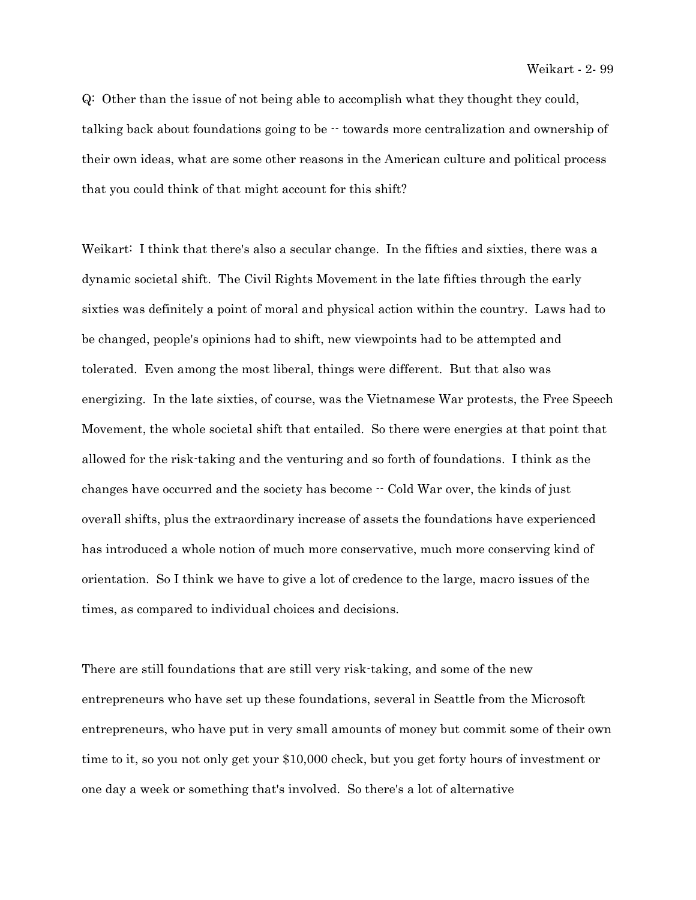Q: Other than the issue of not being able to accomplish what they thought they could, talking back about foundations going to be -- towards more centralization and ownership of their own ideas, what are some other reasons in the American culture and political process that you could think of that might account for this shift?

Weikart: I think that there's also a secular change. In the fifties and sixties, there was a dynamic societal shift. The Civil Rights Movement in the late fifties through the early sixties was definitely a point of moral and physical action within the country. Laws had to be changed, people's opinions had to shift, new viewpoints had to be attempted and tolerated. Even among the most liberal, things were different. But that also was energizing. In the late sixties, of course, was the Vietnamese War protests, the Free Speech Movement, the whole societal shift that entailed. So there were energies at that point that allowed for the risk-taking and the venturing and so forth of foundations. I think as the changes have occurred and the society has become -- Cold War over, the kinds of just overall shifts, plus the extraordinary increase of assets the foundations have experienced has introduced a whole notion of much more conservative, much more conserving kind of orientation. So I think we have to give a lot of credence to the large, macro issues of the times, as compared to individual choices and decisions.

There are still foundations that are still very risk-taking, and some of the new entrepreneurs who have set up these foundations, several in Seattle from the Microsoft entrepreneurs, who have put in very small amounts of money but commit some of their own time to it, so you not only get your $10,000 check, but you get forty hours of investment or one day a week or something that's involved. So there's a lot of alternative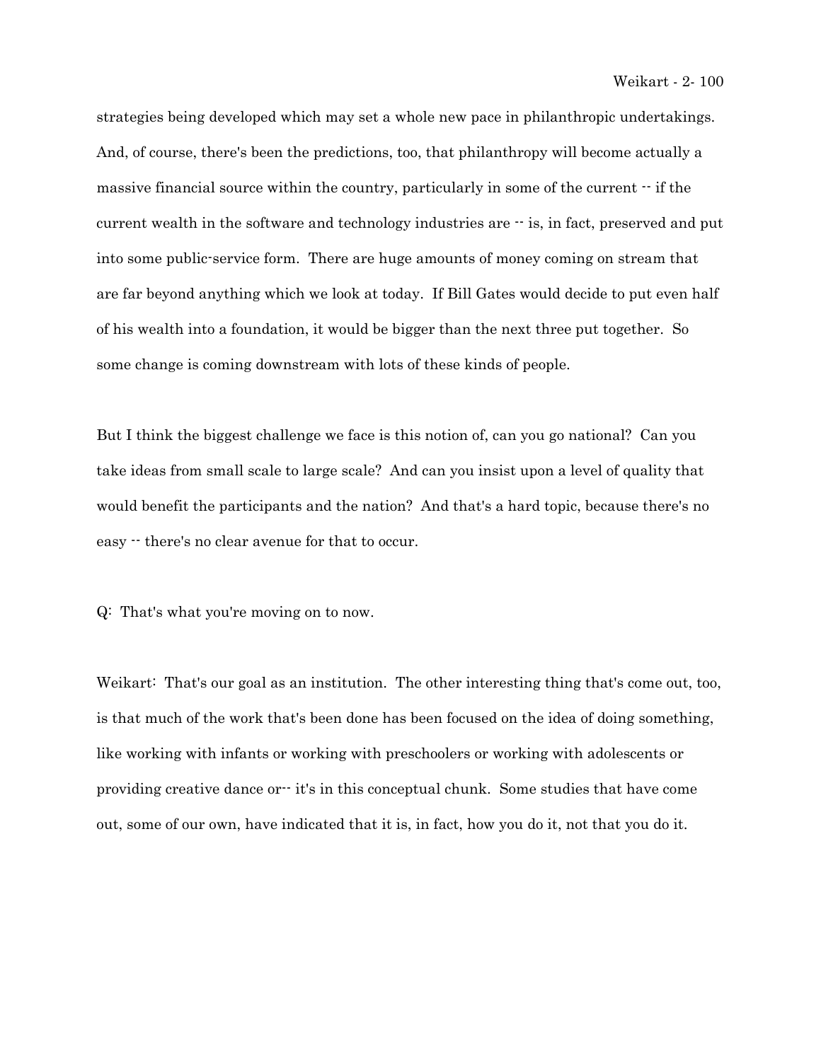strategies being developed which may set a whole new pace in philanthropic undertakings. And, of course, there's been the predictions, too, that philanthropy will become actually a massive financial source within the country, particularly in some of the current -- if the current wealth in the software and technology industries are -- is, in fact, preserved and put into some public-service form. There are huge amounts of money coming on stream that are far beyond anything which we look at today. If Bill Gates would decide to put even half of his wealth into a foundation, it would be bigger than the next three put together. So some change is coming downstream with lots of these kinds of people.

But I think the biggest challenge we face is this notion of, can you go national? Can you take ideas from small scale to large scale? And can you insist upon a level of quality that would benefit the participants and the nation? And that's a hard topic, because there's no easy -- there's no clear avenue for that to occur.

Q: That's what you're moving on to now.

Weikart: That's our goal as an institution. The other interesting thing that's come out, too, is that much of the work that's been done has been focused on the idea of doing something, like working with infants or working with preschoolers or working with adolescents or providing creative dance or-- it's in this conceptual chunk. Some studies that have come out, some of our own, have indicated that it is, in fact, how you do it, not that you do it.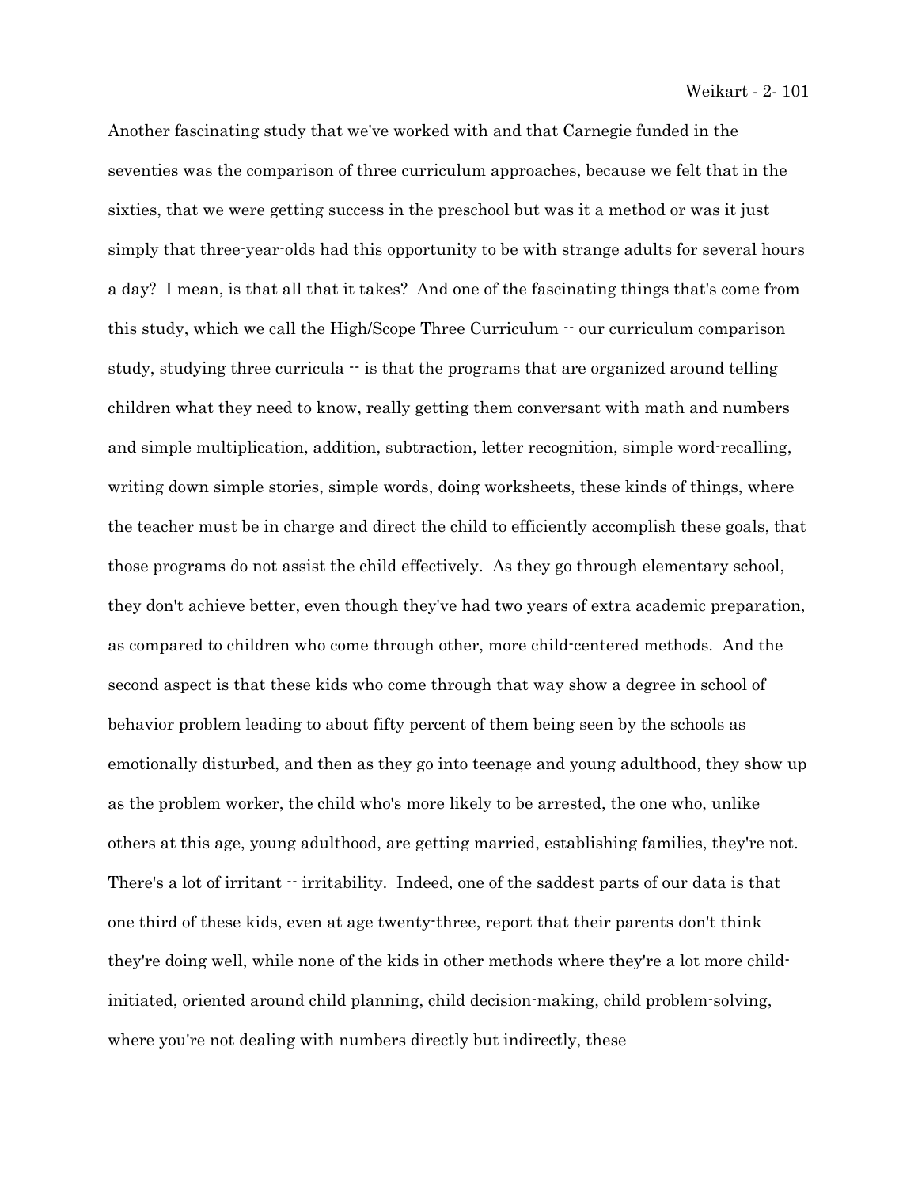Another fascinating study that we've worked with and that Carnegie funded in the seventies was the comparison of three curriculum approaches, because we felt that in the sixties, that we were getting success in the preschool but was it a method or was it just simply that three-year-olds had this opportunity to be with strange adults for several hours a day? I mean, is that all that it takes? And one of the fascinating things that's come from this study, which we call the High/Scope Three Curriculum -- our curriculum comparison study, studying three curricula -- is that the programs that are organized around telling children what they need to know, really getting them conversant with math and numbers and simple multiplication, addition, subtraction, letter recognition, simple word-recalling, writing down simple stories, simple words, doing worksheets, these kinds of things, where the teacher must be in charge and direct the child to efficiently accomplish these goals, that those programs do not assist the child effectively. As they go through elementary school, they don't achieve better, even though they've had two years of extra academic preparation, as compared to children who come through other, more child-centered methods. And the second aspect is that these kids who come through that way show a degree in school of behavior problem leading to about fifty percent of them being seen by the schools as emotionally disturbed, and then as they go into teenage and young adulthood, they show up as the problem worker, the child who's more likely to be arrested, the one who, unlike others at this age, young adulthood, are getting married, establishing families, they're not. There's a lot of irritant -- irritability. Indeed, one of the saddest parts of our data is that one third of these kids, even at age twenty-three, report that their parents don't think they're doing well, while none of the kids in other methods where they're a lot more child-initiated, oriented around child planning, child decision-making, child problem-solving, where you're not dealing with numbers directly but indirectly, these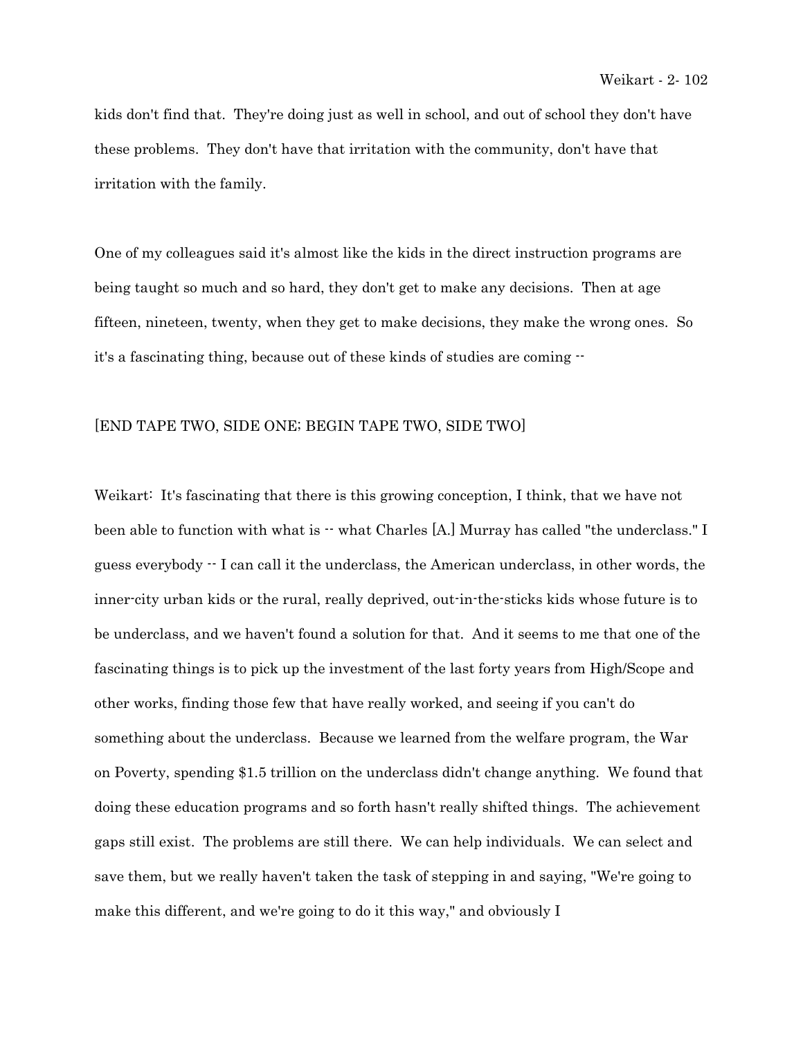kids don't find that. They're doing just as well in school, and out of school they don't have these problems. They don't have that irritation with the community, don't have that irritation with the family.

One of my colleagues said it's almost like the kids in the direct instruction programs are being taught so much and so hard, they don't get to make any decisions. Then at age fifteen, nineteen, twenty, when they get to make decisions, they make the wrong ones. So it's a fascinating thing, because out of these kinds of studies are coming --

[END TAPE TWO, SIDE ONE; BEGIN TAPE TWO, SIDE TWO]

Weikart: It's fascinating that there is this growing conception, I think, that we have not been able to function with what is -- what Charles [A.] Murray has called "the underclass." I guess everybody -- I can call it the underclass, the American underclass, in other words, the inner-city urban kids or the rural, really deprived, out-in-the-sticks kids whose future is to be underclass, and we haven't found a solution for that. And it seems to me that one of the fascinating things is to pick up the investment of the last forty years from High/Scope and other works, finding those few that have really worked, and seeing if you can't do something about the underclass. Because we learned from the welfare program, the War on Poverty, spending $1.5 trillion on the underclass didn't change anything. We found that doing these education programs and so forth hasn't really shifted things. The achievement gaps still exist. The problems are still there. We can help individuals. We can select and save them, but we really haven't taken the task of stepping in and saying, "We're going to make this different, and we're going to do it this way," and obviously I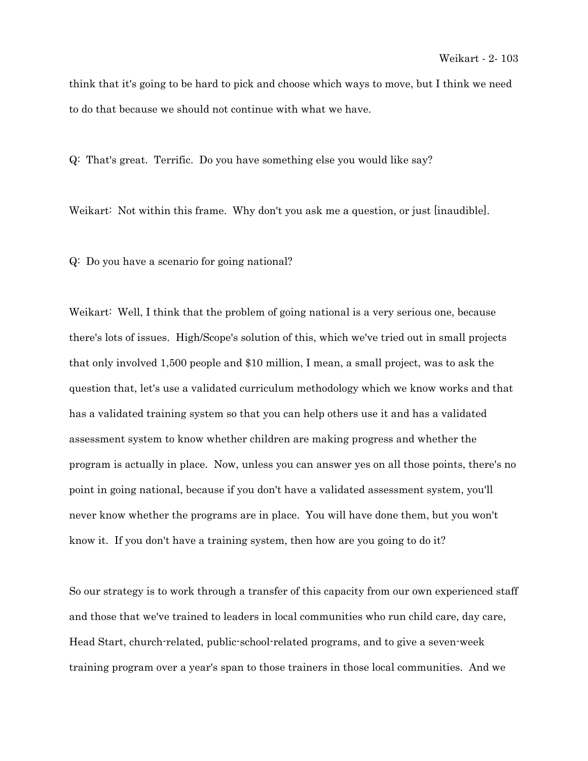think that it's going to be hard to pick and choose which ways to move, but I think we need to do that because we should not continue with what we have.

Q: That's great. Terrific. Do you have something else you would like say?

Weikart: Not within this frame. Why don't you ask me a question, or just [inaudible].

Q: Do you have a scenario for going national?

Weikart: Well, I think that the problem of going national is a very serious one, because there's lots of issues. High/Scope's solution of this, which we've tried out in small projects that only involved 1,500 people and $10 million, I mean, a small project, was to ask the question that, let's use a validated curriculum methodology which we know works and that has a validated training system so that you can help others use it and has a validated assessment system to know whether children are making progress and whether the program is actually in place. Now, unless you can answer yes on all those points, there's no point in going national, because if you don't have a validated assessment system, you'll never know whether the programs are in place. You will have done them, but you won't know it. If you don't have a training system, then how are you going to do it?

So our strategy is to work through a transfer of this capacity from our own experienced staff and those that we've trained to leaders in local communities who run child care, day care, Head Start, church-related, public-school-related programs, and to give a seven-week training program over a year's span to those trainers in those local communities. And we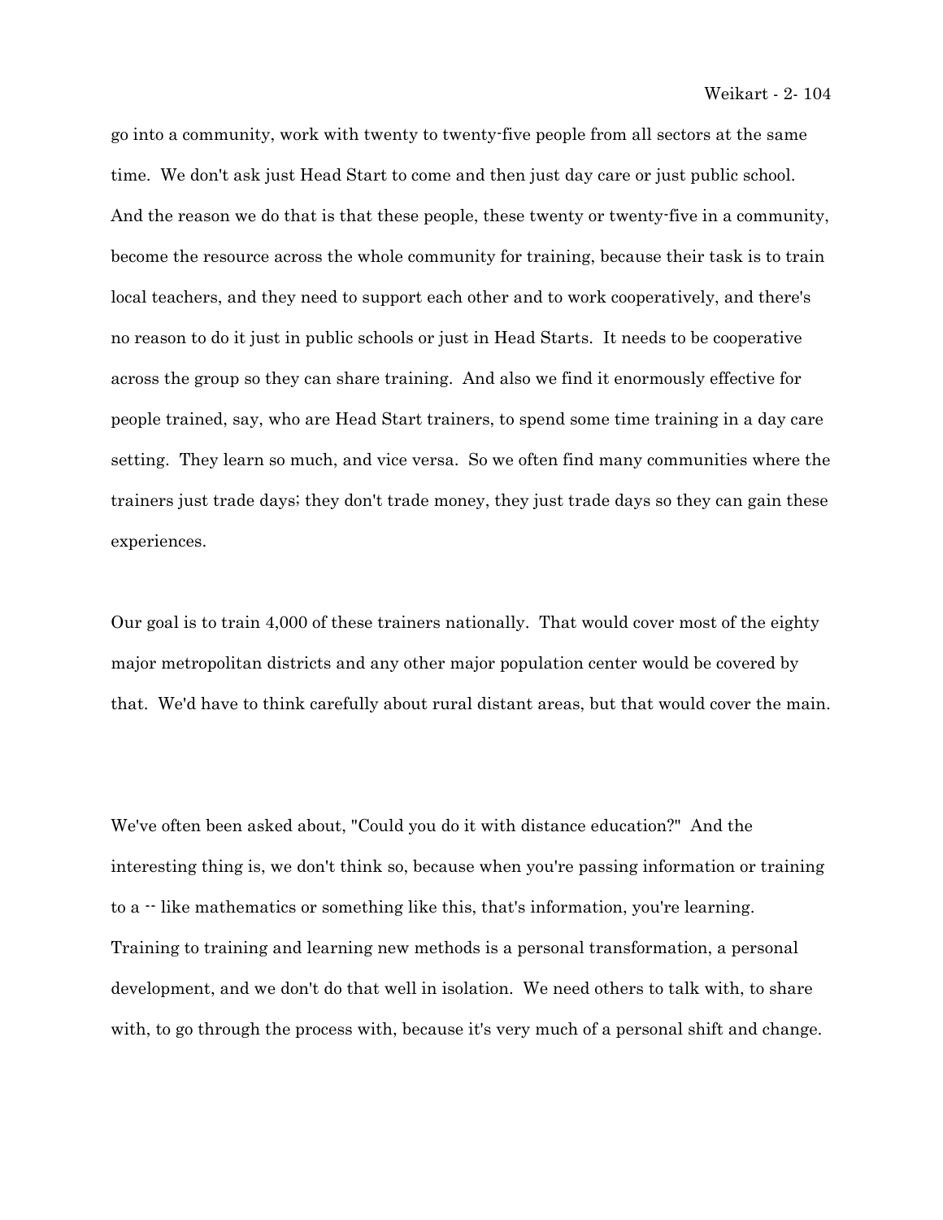go into a community, work with twenty to twenty-five people from all sectors at the same time. We don't ask just Head Start to come and then just day care or just public school. And the reason we do that is that these people, these twenty or twenty-five in a community, become the resource across the whole community for training, because their task is to train local teachers, and they need to support each other and to work cooperatively, and there's no reason to do it just in public schools or just in Head Starts. It needs to be cooperative across the group so they can share training. And also we find it enormously effective for people trained, say, who are Head Start trainers, to spend some time training in a day care setting. They learn so much, and vice versa. So we often find many communities where the trainers just trade days; they don't trade money, they just trade days so they can gain these experiences.

Our goal is to train 4,000 of these trainers nationally. That would cover most of the eighty major metropolitan districts and any other major population center would be covered by that. We'd have to think carefully about rural distant areas, but that would cover the main.

We've often been asked about, "Could you do it with distance education?" And the interesting thing is, we don't think so, because when you're passing information or training to a -- like mathematics or something like this, that's information, you're learning. Training to training and learning new methods is a personal transformation, a personal development, and we don't do that well in isolation. We need others to talk with, to share with, to go through the process with, because it's very much of a personal shift and change.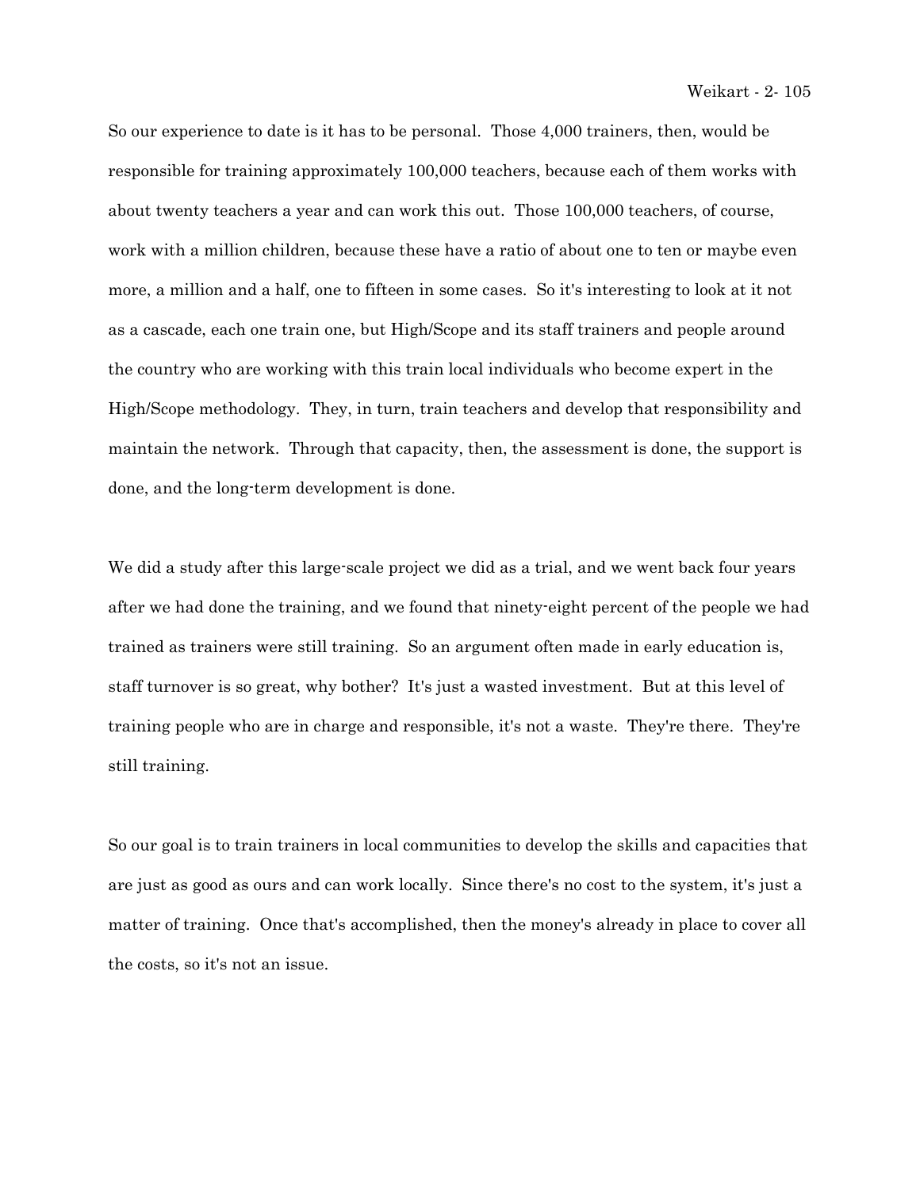So our experience to date is it has to be personal. Those 4,000 trainers, then, would be responsible for training approximately 100,000 teachers, because each of them works with about twenty teachers a year and can work this out. Those 100,000 teachers, of course, work with a million children, because these have a ratio of about one to ten or maybe even more, a million and a half, one to fifteen in some cases. So it's interesting to look at it not as a cascade, each one train one, but High/Scope and its staff trainers and people around the country who are working with this train local individuals who become expert in the High/Scope methodology. They, in turn, train teachers and develop that responsibility and maintain the network. Through that capacity, then, the assessment is done, the support is done, and the long-term development is done.

We did a study after this large-scale project we did as a trial, and we went back four years after we had done the training, and we found that ninety-eight percent of the people we had trained as trainers were still training. So an argument often made in early education is, staff turnover is so great, why bother? It's just a wasted investment. But at this level of training people who are in charge and responsible, it's not a waste. They're there. They're still training.

So our goal is to train trainers in local communities to develop the skills and capacities that are just as good as ours and can work locally. Since there's no cost to the system, it's just a matter of training. Once that's accomplished, then the money's already in place to cover all the costs, so it's not an issue.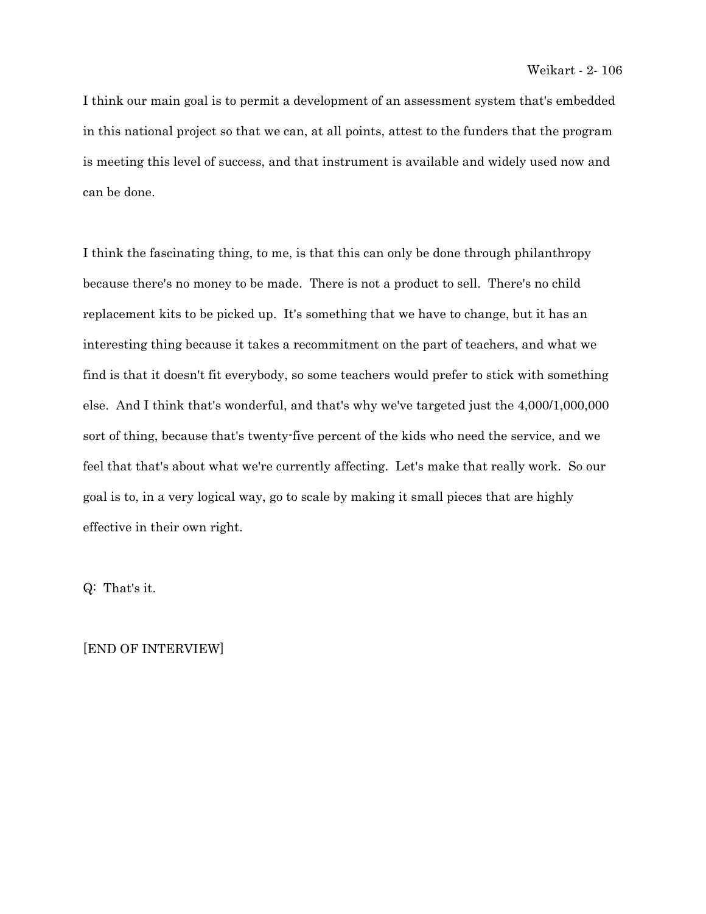I think our main goal is to permit a development of an assessment system that's embedded in this national project so that we can, at all points, attest to the funders that the program is meeting this level of success, and that instrument is available and widely used now and can be done.

I think the fascinating thing, to me, is that this can only be done through philanthropy because there's no money to be made. There is not a product to sell. There's no child replacement kits to be picked up. It's something that we have to change, but it has an interesting thing because it takes a recommitment on the part of teachers, and what we find is that it doesn't fit everybody, so some teachers would prefer to stick with something else. And I think that's wonderful, and that's why we've targeted just the 4,000/1,000,000 sort of thing, because that's twenty-five percent of the kids who need the service, and we feel that that's about what we're currently affecting. Let's make that really work. So our goal is to, in a very logical way, go to scale by making it small pieces that are highly effective in their own right.

Q: That's it.

[END OF INTERVIEW]